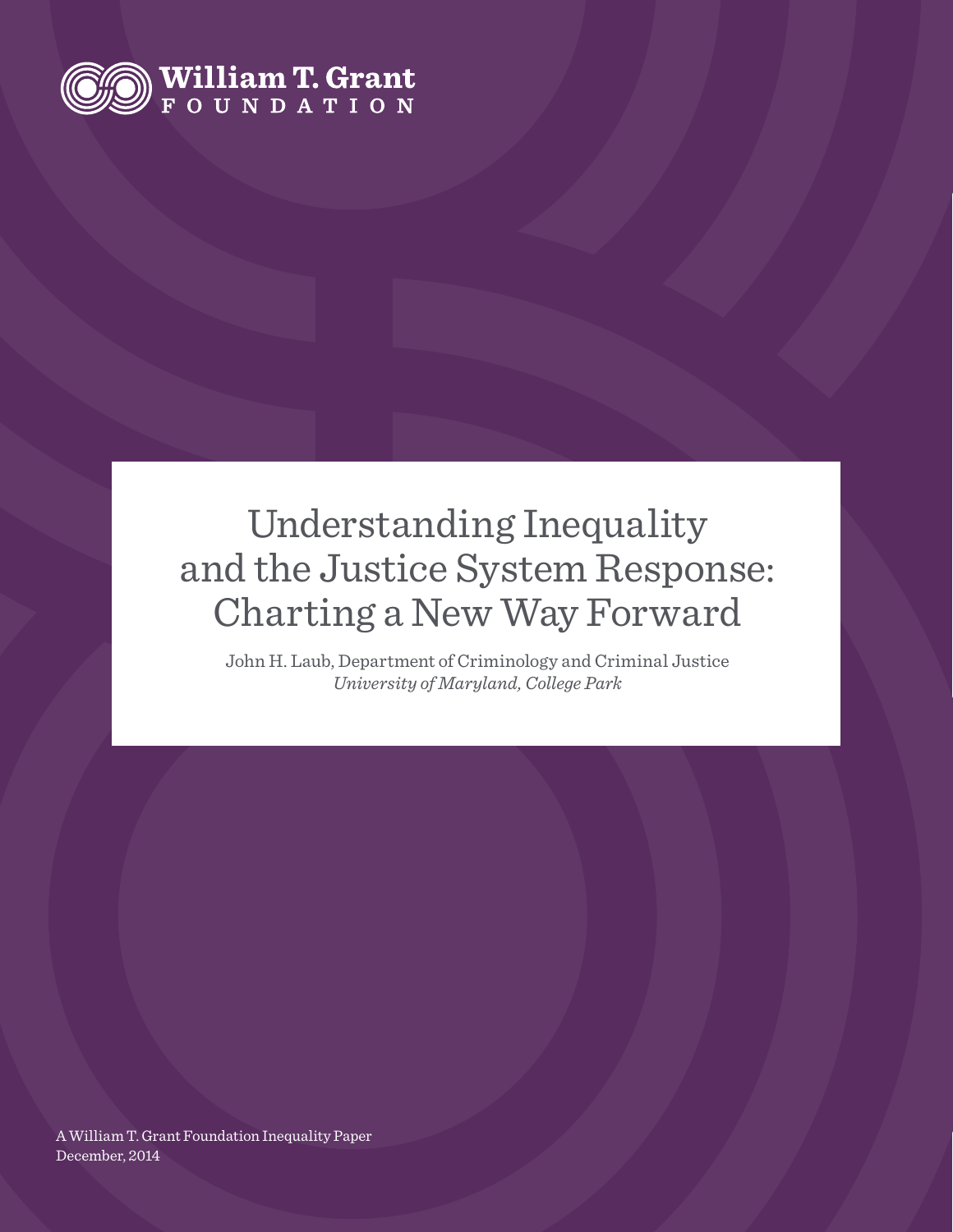William T. Grant FOUNDATION

# Understanding Inequality and the Justice System Response: Charting a New Way Forward

John H. Laub, Department of Criminology and Criminal Justice
*University of Maryland, College Park*

A William T. Grant Foundation Inequality Paper
December, 2014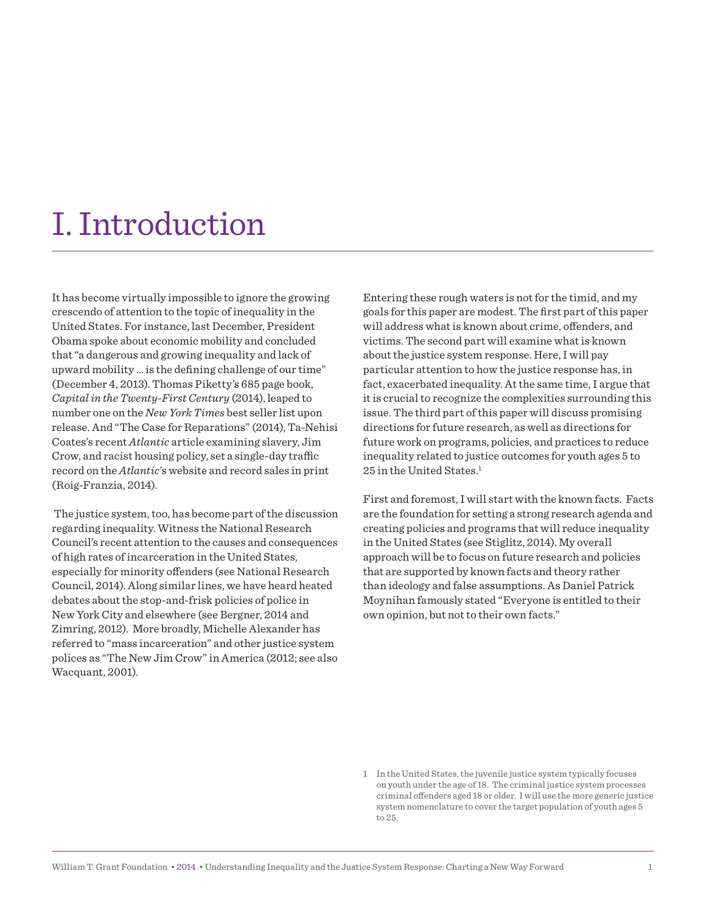# I. Introduction

It has become virtually impossible to ignore the growing crescendo of attention to the topic of inequality in the United States. For instance, last December, President Obama spoke about economic mobility and concluded that "a dangerous and growing inequality and lack of upward mobility … is the defining challenge of our time" (December 4, 2013). Thomas Piketty's 685 page book, *Capital in the Twenty-First Century* (2014), leaped to number one on the *New York Times* best seller list upon release. And "The Case for Reparations" (2014), Ta-Nehisi Coates's recent *Atlantic* article examining slavery, Jim Crow, and racist housing policy, set a single-day traffic record on the *Atlantic*'s website and record sales in print (Roig-Franzia, 2014).

The justice system, too, has become part of the discussion regarding inequality. Witness the National Research Council's recent attention to the causes and consequences of high rates of incarceration in the United States, especially for minority offenders (see National Research Council, 2014). Along similar lines, we have heard heated debates about the stop-and-frisk policies of police in New York City and elsewhere (see Bergner, 2014 and Zimring, 2012). More broadly, Michelle Alexander has referred to "mass incarceration" and other justice system polices as "The New Jim Crow" in America (2012; see also Wacquant, 2001).

Entering these rough waters is not for the timid, and my goals for this paper are modest. The first part of this paper will address what is known about crime, offenders, and victims. The second part will examine what is known about the justice system response. Here, I will pay particular attention to how the justice response has, in fact, exacerbated inequality. At the same time, I argue that it is crucial to recognize the complexities surrounding this issue. The third part of this paper will discuss promising directions for future research, as well as directions for future work on programs, policies, and practices to reduce inequality related to justice outcomes for youth ages 5 to 25 in the United States.[1]

First and foremost, I will start with the known facts. Facts are the foundation for setting a strong research agenda and creating policies and programs that will reduce inequality in the United States (see Stiglitz, 2014). My overall approach will be to focus on future research and policies that are supported by known facts and theory rather than ideology and false assumptions. As Daniel Patrick Moynihan famously stated "Everyone is entitled to their own opinion, but not to their own facts."

[1] In the United States, the juvenile justice system typically focuses on youth under the age of 18. The criminal justice system processes criminal offenders aged 18 or older. I will use the more generic justice system nomenclature to cover the target population of youth ages 5 to 25.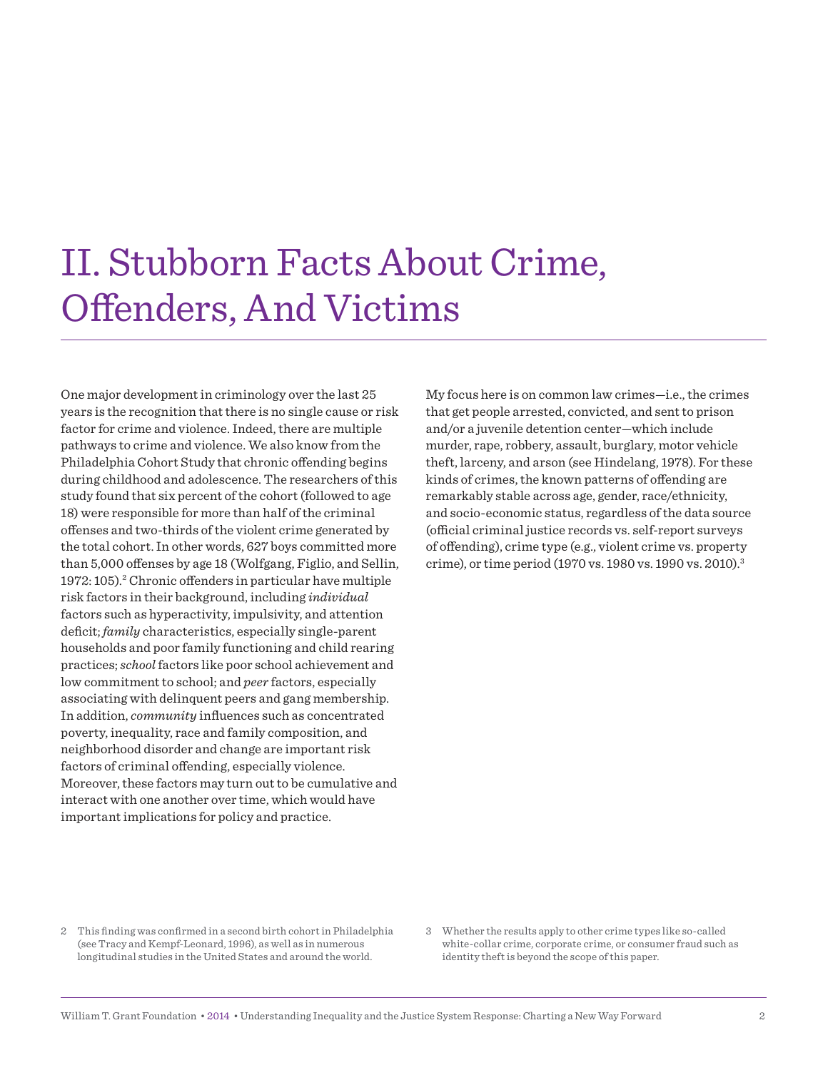# II. Stubborn Facts About Crime, Offenders, And Victims

One major development in criminology over the last 25 years is the recognition that there is no single cause or risk factor for crime and violence. Indeed, there are multiple pathways to crime and violence. We also know from the Philadelphia Cohort Study that chronic offending begins during childhood and adolescence. The researchers of this study found that six percent of the cohort (followed to age 18) were responsible for more than half of the criminal offenses and two-thirds of the violent crime generated by the total cohort. In other words, 627 boys committed more than 5,000 offenses by age 18 (Wolfgang, Figlio, and Sellin, 1972: 105).[2] Chronic offenders in particular have multiple risk factors in their background, including *individual* factors such as hyperactivity, impulsivity, and attention deficit; *family* characteristics, especially single-parent households and poor family functioning and child rearing practices; *school* factors like poor school achievement and low commitment to school; and *peer* factors, especially associating with delinquent peers and gang membership. In addition, *community* influences such as concentrated poverty, inequality, race and family composition, and neighborhood disorder and change are important risk factors of criminal offending, especially violence. Moreover, these factors may turn out to be cumulative and interact with one another over time, which would have important implications for policy and practice.

My focus here is on common law crimes—i.e., the crimes that get people arrested, convicted, and sent to prison and/or a juvenile detention center—which include murder, rape, robbery, assault, burglary, motor vehicle theft, larceny, and arson (see Hindelang, 1978). For these kinds of crimes, the known patterns of offending are remarkably stable across age, gender, race/ethnicity, and socio-economic status, regardless of the data source (official criminal justice records vs. self-report surveys of offending), crime type (e.g., violent crime vs. property crime), or time period (1970 vs. 1980 vs. 1990 vs. 2010).[3]

2 This finding was confirmed in a second birth cohort in Philadelphia (see Tracy and Kempf-Leonard, 1996), as well as in numerous longitudinal studies in the United States and around the world.

3 Whether the results apply to other crime types like so-called white-collar crime, corporate crime, or consumer fraud such as identity theft is beyond the scope of this paper.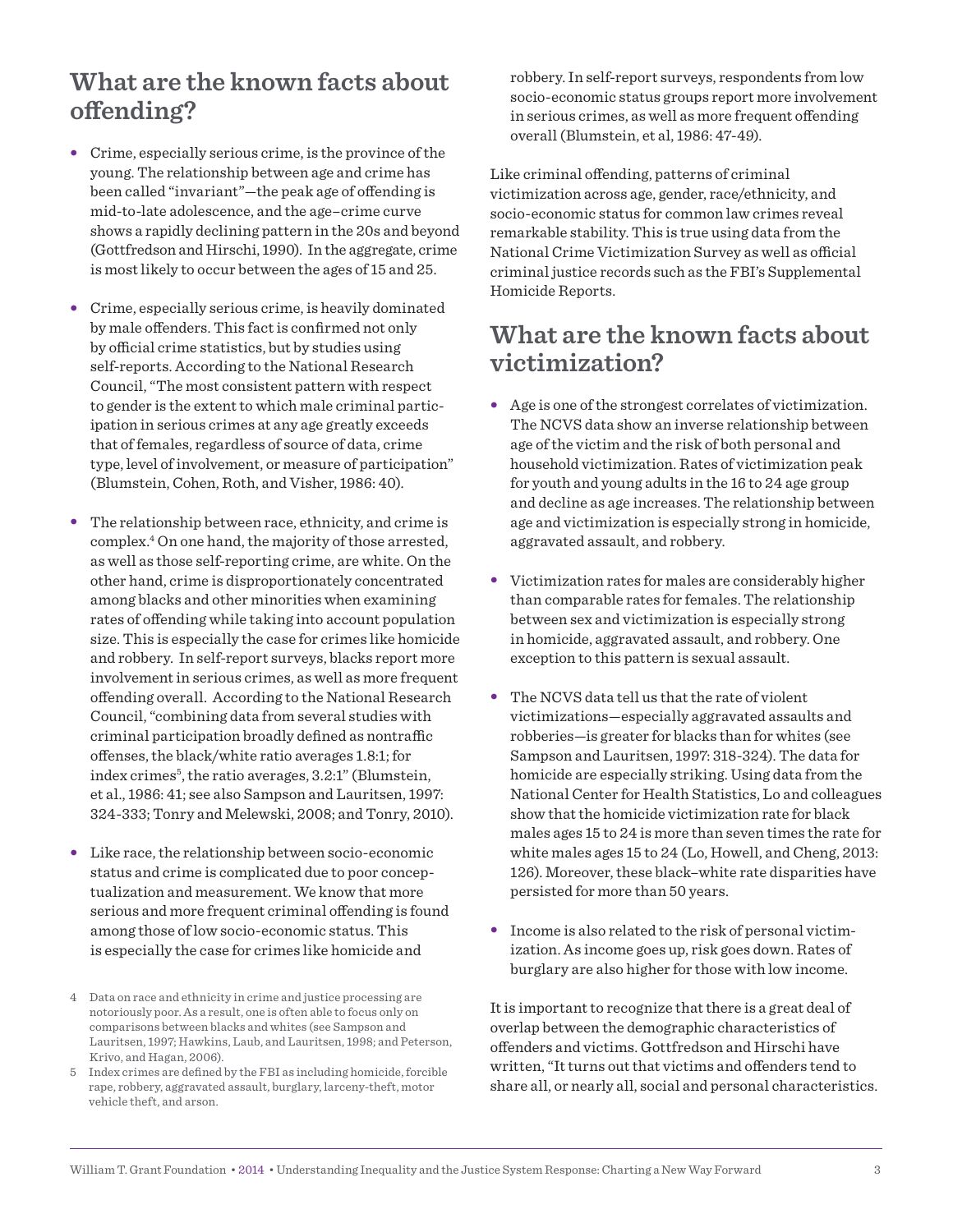## What are the known facts about offending?

- Crime, especially serious crime, is the province of the young. The relationship between age and crime has been called "invariant"—the peak age of offending is mid-to-late adolescence, and the age–crime curve shows a rapidly declining pattern in the 20s and beyond (Gottfredson and Hirschi, 1990). In the aggregate, crime is most likely to occur between the ages of 15 and 25.

- Crime, especially serious crime, is heavily dominated by male offenders. This fact is confirmed not only by official crime statistics, but by studies using self-reports. According to the National Research Council, "The most consistent pattern with respect to gender is the extent to which male criminal participation in serious crimes at any age greatly exceeds that of females, regardless of source of data, crime type, level of involvement, or measure of participation" (Blumstein, Cohen, Roth, and Visher, 1986: 40).

- The relationship between race, ethnicity, and crime is complex.[4] On one hand, the majority of those arrested, as well as those self-reporting crime, are white. On the other hand, crime is disproportionately concentrated among blacks and other minorities when examining rates of offending while taking into account population size. This is especially the case for crimes like homicide and robbery. In self-report surveys, blacks report more involvement in serious crimes, as well as more frequent offending overall. According to the National Research Council, "combining data from several studies with criminal participation broadly defined as nontraffic offenses, the black/white ratio averages 1.8:1; for index crimes[5], the ratio averages, 3.2:1" (Blumstein, et al., 1986: 41; see also Sampson and Lauritsen, 1997: 324-333; Tonry and Melewski, 2008; and Tonry, 2010).

- Like race, the relationship between socio-economic status and crime is complicated due to poor conceptualization and measurement. We know that more serious and more frequent criminal offending is found among those of low socio-economic status. This is especially the case for crimes like homicide and robbery. In self-report surveys, respondents from low socio-economic status groups report more involvement in serious crimes, as well as more frequent offending overall (Blumstein, et al, 1986: 47-49).

Like criminal offending, patterns of criminal victimization across age, gender, race/ethnicity, and socio-economic status for common law crimes reveal remarkable stability. This is true using data from the National Crime Victimization Survey as well as official criminal justice records such as the FBI's Supplemental Homicide Reports.

## What are the known facts about victimization?

- Age is one of the strongest correlates of victimization. The NCVS data show an inverse relationship between age of the victim and the risk of both personal and household victimization. Rates of victimization peak for youth and young adults in the 16 to 24 age group and decline as age increases. The relationship between age and victimization is especially strong in homicide, aggravated assault, and robbery.

- Victimization rates for males are considerably higher than comparable rates for females. The relationship between sex and victimization is especially strong in homicide, aggravated assault, and robbery. One exception to this pattern is sexual assault.

- The NCVS data tell us that the rate of violent victimizations—especially aggravated assaults and robberies—is greater for blacks than for whites (see Sampson and Lauritsen, 1997: 318-324). The data for homicide are especially striking. Using data from the National Center for Health Statistics, Lo and colleagues show that the homicide victimization rate for black males ages 15 to 24 is more than seven times the rate for white males ages 15 to 24 (Lo, Howell, and Cheng, 2013: 126). Moreover, these black–white rate disparities have persisted for more than 50 years.

- Income is also related to the risk of personal victimization. As income goes up, risk goes down. Rates of burglary are also higher for those with low income.

It is important to recognize that there is a great deal of overlap between the demographic characteristics of offenders and victims. Gottfredson and Hirschi have written, "It turns out that victims and offenders tend to share all, or nearly all, social and personal characteristics.

---

4 Data on race and ethnicity in crime and justice processing are notoriously poor. As a result, one is often able to focus only on comparisons between blacks and whites (see Sampson and Lauritsen, 1997; Hawkins, Laub, and Lauritsen, 1998; and Peterson, Krivo, and Hagan, 2006).

5 Index crimes are defined by the FBI as including homicide, forcible rape, robbery, aggravated assault, burglary, larceny-theft, motor vehicle theft, and arson.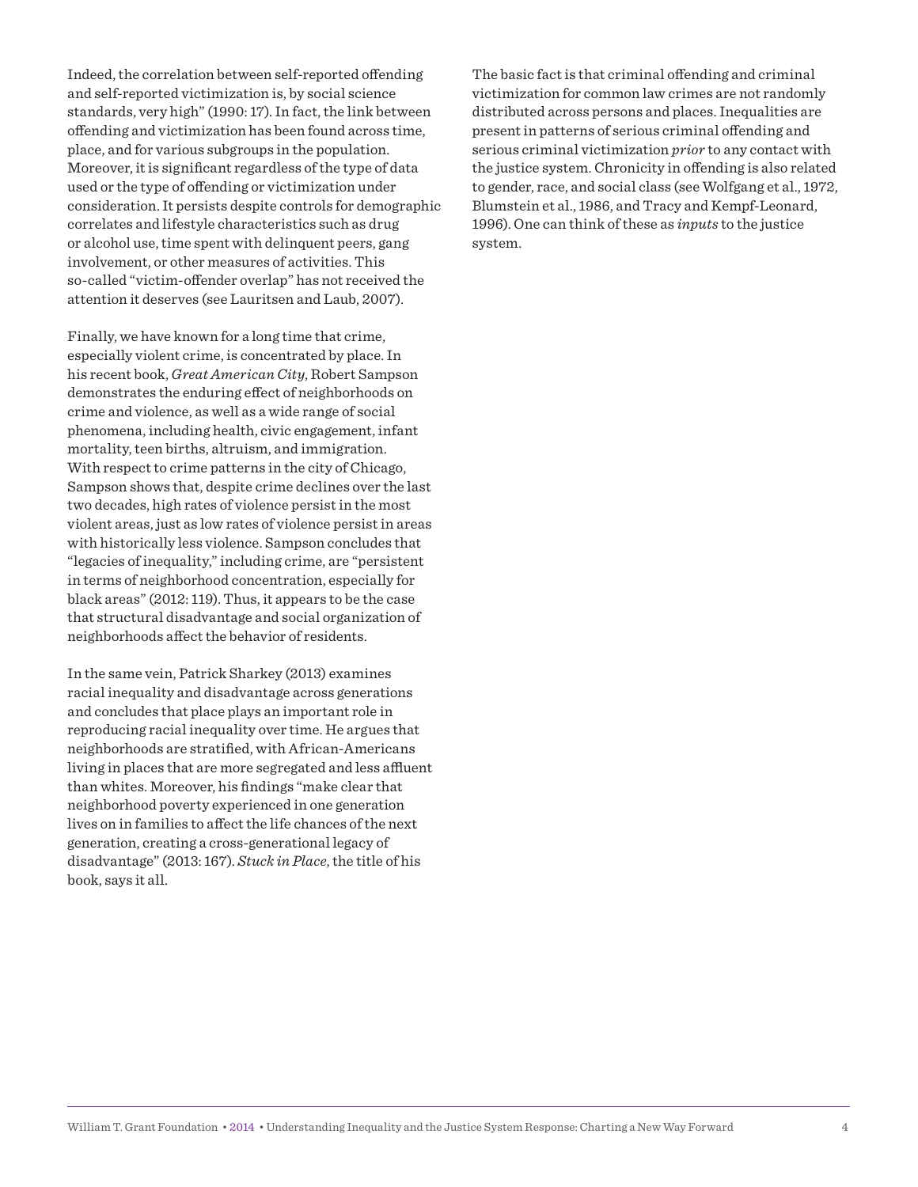Indeed, the correlation between self-reported offending and self-reported victimization is, by social science standards, very high" (1990: 17). In fact, the link between offending and victimization has been found across time, place, and for various subgroups in the population. Moreover, it is significant regardless of the type of data used or the type of offending or victimization under consideration. It persists despite controls for demographic correlates and lifestyle characteristics such as drug or alcohol use, time spent with delinquent peers, gang involvement, or other measures of activities. This so-called "victim-offender overlap" has not received the attention it deserves (see Lauritsen and Laub, 2007).

Finally, we have known for a long time that crime, especially violent crime, is concentrated by place. In his recent book, *Great American City*, Robert Sampson demonstrates the enduring effect of neighborhoods on crime and violence, as well as a wide range of social phenomena, including health, civic engagement, infant mortality, teen births, altruism, and immigration. With respect to crime patterns in the city of Chicago, Sampson shows that, despite crime declines over the last two decades, high rates of violence persist in the most violent areas, just as low rates of violence persist in areas with historically less violence. Sampson concludes that "legacies of inequality," including crime, are "persistent in terms of neighborhood concentration, especially for black areas" (2012: 119). Thus, it appears to be the case that structural disadvantage and social organization of neighborhoods affect the behavior of residents.

In the same vein, Patrick Sharkey (2013) examines racial inequality and disadvantage across generations and concludes that place plays an important role in reproducing racial inequality over time. He argues that neighborhoods are stratified, with African-Americans living in places that are more segregated and less affluent than whites. Moreover, his findings "make clear that neighborhood poverty experienced in one generation lives on in families to affect the life chances of the next generation, creating a cross-generational legacy of disadvantage" (2013: 167). *Stuck in Place*, the title of his book, says it all.

The basic fact is that criminal offending and criminal victimization for common law crimes are not randomly distributed across persons and places. Inequalities are present in patterns of serious criminal offending and serious criminal victimization *prior* to any contact with the justice system. Chronicity in offending is also related to gender, race, and social class (see Wolfgang et al., 1972, Blumstein et al., 1986, and Tracy and Kempf-Leonard, 1996). One can think of these as *inputs* to the justice system.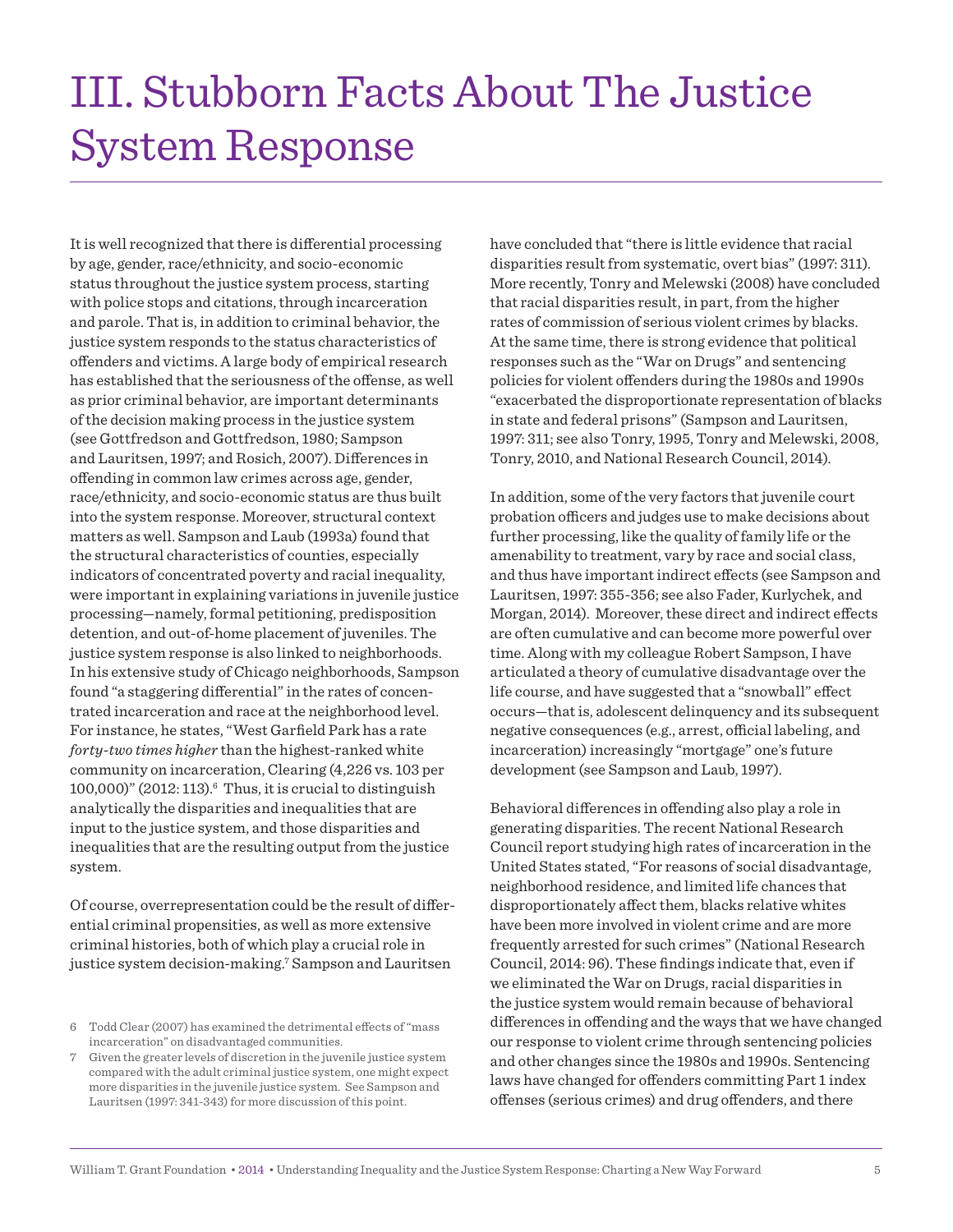# III. Stubborn Facts About The Justice System Response

It is well recognized that there is differential processing by age, gender, race/ethnicity, and socio-economic status throughout the justice system process, starting with police stops and citations, through incarceration and parole. That is, in addition to criminal behavior, the justice system responds to the status characteristics of offenders and victims. A large body of empirical research has established that the seriousness of the offense, as well as prior criminal behavior, are important determinants of the decision making process in the justice system (see Gottfredson and Gottfredson, 1980; Sampson and Lauritsen, 1997; and Rosich, 2007). Differences in offending in common law crimes across age, gender, race/ethnicity, and socio-economic status are thus built into the system response. Moreover, structural context matters as well. Sampson and Laub (1993a) found that the structural characteristics of counties, especially indicators of concentrated poverty and racial inequality, were important in explaining variations in juvenile justice processing—namely, formal petitioning, predisposition detention, and out-of-home placement of juveniles. The justice system response is also linked to neighborhoods. In his extensive study of Chicago neighborhoods, Sampson found "a staggering differential" in the rates of concentrated incarceration and race at the neighborhood level. For instance, he states, "West Garfield Park has a rate *forty-two times higher* than the highest-ranked white community on incarceration, Clearing (4,226 vs. 103 per 100,000)" (2012: 113).[6] Thus, it is crucial to distinguish analytically the disparities and inequalities that are input to the justice system, and those disparities and inequalities that are the resulting output from the justice system.

Of course, overrepresentation could be the result of differential criminal propensities, as well as more extensive criminal histories, both of which play a crucial role in justice system decision-making.[7] Sampson and Lauritsen have concluded that "there is little evidence that racial disparities result from systematic, overt bias" (1997: 311). More recently, Tonry and Melewski (2008) have concluded that racial disparities result, in part, from the higher rates of commission of serious violent crimes by blacks. At the same time, there is strong evidence that political responses such as the "War on Drugs" and sentencing policies for violent offenders during the 1980s and 1990s "exacerbated the disproportionate representation of blacks in state and federal prisons" (Sampson and Lauritsen, 1997: 311; see also Tonry, 1995, Tonry and Melewski, 2008, Tonry, 2010, and National Research Council, 2014).

In addition, some of the very factors that juvenile court probation officers and judges use to make decisions about further processing, like the quality of family life or the amenability to treatment, vary by race and social class, and thus have important indirect effects (see Sampson and Lauritsen, 1997: 355-356; see also Fader, Kurlychek, and Morgan, 2014). Moreover, these direct and indirect effects are often cumulative and can become more powerful over time. Along with my colleague Robert Sampson, I have articulated a theory of cumulative disadvantage over the life course, and have suggested that a "snowball" effect occurs—that is, adolescent delinquency and its subsequent negative consequences (e.g., arrest, official labeling, and incarceration) increasingly "mortgage" one's future development (see Sampson and Laub, 1997).

Behavioral differences in offending also play a role in generating disparities. The recent National Research Council report studying high rates of incarceration in the United States stated, "For reasons of social disadvantage, neighborhood residence, and limited life chances that disproportionately affect them, blacks relative whites have been more involved in violent crime and are more frequently arrested for such crimes" (National Research Council, 2014: 96). These findings indicate that, even if we eliminated the War on Drugs, racial disparities in the justice system would remain because of behavioral differences in offending and the ways that we have changed our response to violent crime through sentencing policies and other changes since the 1980s and 1990s. Sentencing laws have changed for offenders committing Part 1 index offenses (serious crimes) and drug offenders, and there

---

6 Todd Clear (2007) has examined the detrimental effects of "mass incarceration" on disadvantaged communities.

7 Given the greater levels of discretion in the juvenile justice system compared with the adult criminal justice system, one might expect more disparities in the juvenile justice system. See Sampson and Lauritsen (1997: 341-343) for more discussion of this point.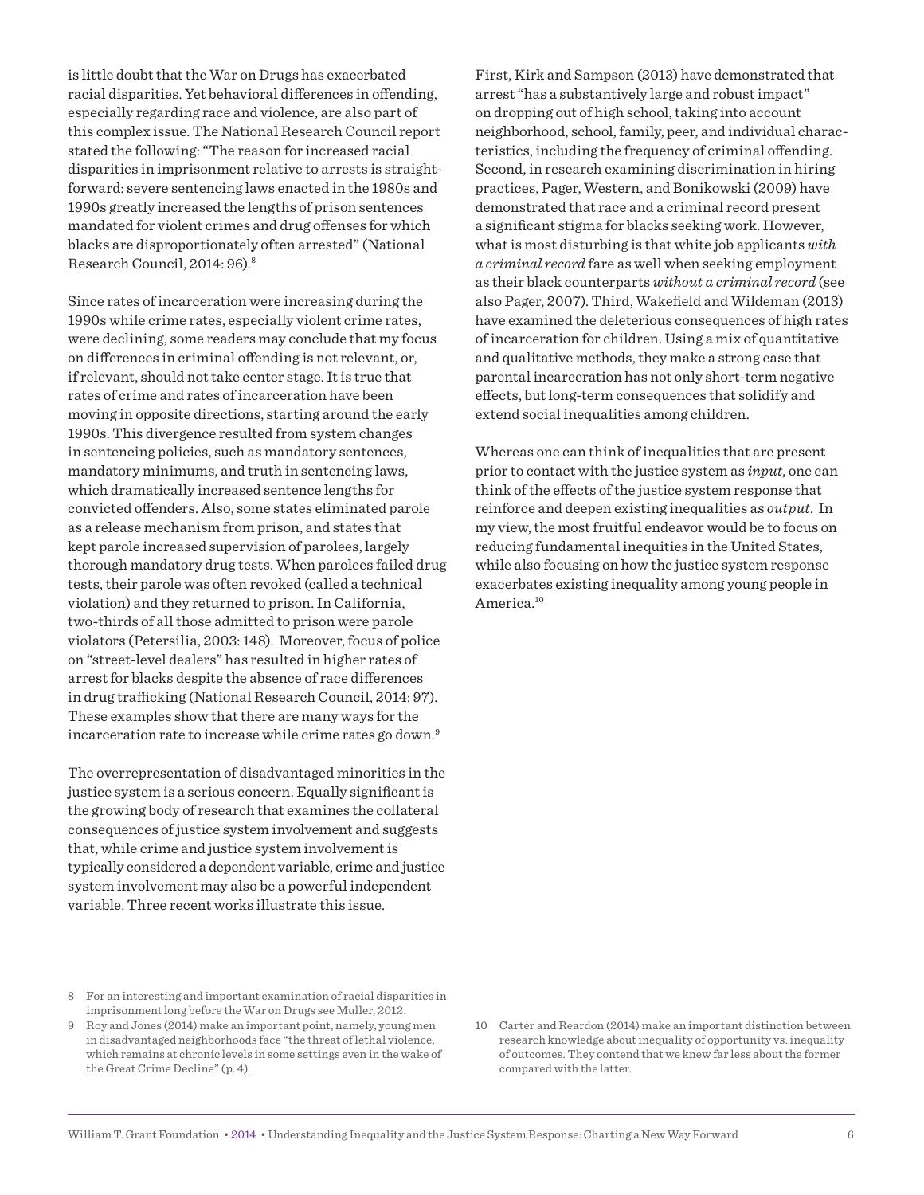is little doubt that the War on Drugs has exacerbated racial disparities. Yet behavioral differences in offending, especially regarding race and violence, are also part of this complex issue. The National Research Council report stated the following: "The reason for increased racial disparities in imprisonment relative to arrests is straightforward: severe sentencing laws enacted in the 1980s and 1990s greatly increased the lengths of prison sentences mandated for violent crimes and drug offenses for which blacks are disproportionately often arrested" (National Research Council, 2014: 96).[8]

Since rates of incarceration were increasing during the 1990s while crime rates, especially violent crime rates, were declining, some readers may conclude that my focus on differences in criminal offending is not relevant, or, if relevant, should not take center stage. It is true that rates of crime and rates of incarceration have been moving in opposite directions, starting around the early 1990s. This divergence resulted from system changes in sentencing policies, such as mandatory sentences, mandatory minimums, and truth in sentencing laws, which dramatically increased sentence lengths for convicted offenders. Also, some states eliminated parole as a release mechanism from prison, and states that kept parole increased supervision of parolees, largely thorough mandatory drug tests. When parolees failed drug tests, their parole was often revoked (called a technical violation) and they returned to prison. In California, two-thirds of all those admitted to prison were parole violators (Petersilia, 2003: 148). Moreover, focus of police on "street-level dealers" has resulted in higher rates of arrest for blacks despite the absence of race differences in drug trafficking (National Research Council, 2014: 97). These examples show that there are many ways for the incarceration rate to increase while crime rates go down.[9]

The overrepresentation of disadvantaged minorities in the justice system is a serious concern. Equally significant is the growing body of research that examines the collateral consequences of justice system involvement and suggests that, while crime and justice system involvement is typically considered a dependent variable, crime and justice system involvement may also be a powerful independent variable. Three recent works illustrate this issue.

First, Kirk and Sampson (2013) have demonstrated that arrest "has a substantively large and robust impact" on dropping out of high school, taking into account neighborhood, school, family, peer, and individual characteristics, including the frequency of criminal offending. Second, in research examining discrimination in hiring practices, Pager, Western, and Bonikowski (2009) have demonstrated that race and a criminal record present a significant stigma for blacks seeking work. However, what is most disturbing is that white job applicants *with a criminal record* fare as well when seeking employment as their black counterparts *without a criminal record* (see also Pager, 2007). Third, Wakefield and Wildeman (2013) have examined the deleterious consequences of high rates of incarceration for children. Using a mix of quantitative and qualitative methods, they make a strong case that parental incarceration has not only short-term negative effects, but long-term consequences that solidify and extend social inequalities among children.

Whereas one can think of inequalities that are present prior to contact with the justice system as *input*, one can think of the effects of the justice system response that reinforce and deepen existing inequalities as *output*. In my view, the most fruitful endeavor would be to focus on reducing fundamental inequities in the United States, while also focusing on how the justice system response exacerbates existing inequality among young people in America.[10]

8 For an interesting and important examination of racial disparities in imprisonment long before the War on Drugs see Muller, 2012.

9 Roy and Jones (2014) make an important point, namely, young men in disadvantaged neighborhoods face "the threat of lethal violence, which remains at chronic levels in some settings even in the wake of the Great Crime Decline" (p. 4).

10 Carter and Reardon (2014) make an important distinction between research knowledge about inequality of opportunity vs. inequality of outcomes. They contend that we knew far less about the former compared with the latter.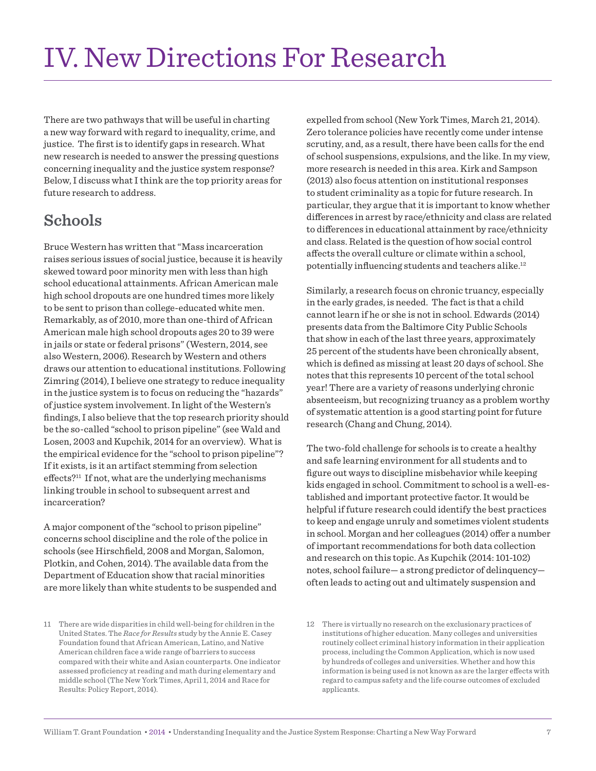# IV. New Directions For Research

There are two pathways that will be useful in charting a new way forward with regard to inequality, crime, and justice. The first is to identify gaps in research. What new research is needed to answer the pressing questions concerning inequality and the justice system response? Below, I discuss what I think are the top priority areas for future research to address.

## Schools

Bruce Western has written that "Mass incarceration raises serious issues of social justice, because it is heavily skewed toward poor minority men with less than high school educational attainments. African American male high school dropouts are one hundred times more likely to be sent to prison than college-educated white men. Remarkably, as of 2010, more than one-third of African American male high school dropouts ages 20 to 39 were in jails or state or federal prisons" (Western, 2014, see also Western, 2006). Research by Western and others draws our attention to educational institutions. Following Zimring (2014), I believe one strategy to reduce inequality in the justice system is to focus on reducing the "hazards" of justice system involvement. In light of the Western's findings, I also believe that the top research priority should be the so-called "school to prison pipeline" (see Wald and Losen, 2003 and Kupchik, 2014 for an overview). What is the empirical evidence for the "school to prison pipeline"? If it exists, is it an artifact stemming from selection effects?[11] If not, what are the underlying mechanisms linking trouble in school to subsequent arrest and incarceration?

A major component of the "school to prison pipeline" concerns school discipline and the role of the police in schools (see Hirschfield, 2008 and Morgan, Salomon, Plotkin, and Cohen, 2014). The available data from the Department of Education show that racial minorities are more likely than white students to be suspended and expelled from school (New York Times, March 21, 2014). Zero tolerance policies have recently come under intense scrutiny, and, as a result, there have been calls for the end of school suspensions, expulsions, and the like. In my view, more research is needed in this area. Kirk and Sampson (2013) also focus attention on institutional responses to student criminality as a topic for future research. In particular, they argue that it is important to know whether differences in arrest by race/ethnicity and class are related to differences in educational attainment by race/ethnicity and class. Related is the question of how social control affects the overall culture or climate within a school, potentially influencing students and teachers alike.[12]

Similarly, a research focus on chronic truancy, especially in the early grades, is needed. The fact is that a child cannot learn if he or she is not in school. Edwards (2014) presents data from the Baltimore City Public Schools that show in each of the last three years, approximately 25 percent of the students have been chronically absent, which is defined as missing at least 20 days of school. She notes that this represents 10 percent of the total school year! There are a variety of reasons underlying chronic absenteeism, but recognizing truancy as a problem worthy of systematic attention is a good starting point for future research (Chang and Chung, 2014).

The two-fold challenge for schools is to create a healthy and safe learning environment for all students and to figure out ways to discipline misbehavior while keeping kids engaged in school. Commitment to school is a well-established and important protective factor. It would be helpful if future research could identify the best practices to keep and engage unruly and sometimes violent students in school. Morgan and her colleagues (2014) offer a number of important recommendations for both data collection and research on this topic. As Kupchik (2014: 101-102) notes, school failure— a strong predictor of delinquency— often leads to acting out and ultimately suspension and

---

11 There are wide disparities in child well-being for children in the United States. The *Race for Results* study by the Annie E. Casey Foundation found that African American, Latino, and Native American children face a wide range of barriers to success compared with their white and Asian counterparts. One indicator assessed proficiency at reading and math during elementary and middle school (The New York Times, April 1, 2014 and Race for Results: Policy Report, 2014).

12 There is virtually no research on the exclusionary practices of institutions of higher education. Many colleges and universities routinely collect criminal history information in their application process, including the Common Application, which is now used by hundreds of colleges and universities. Whether and how this information is being used is not known as are the larger effects with regard to campus safety and the life course outcomes of excluded applicants.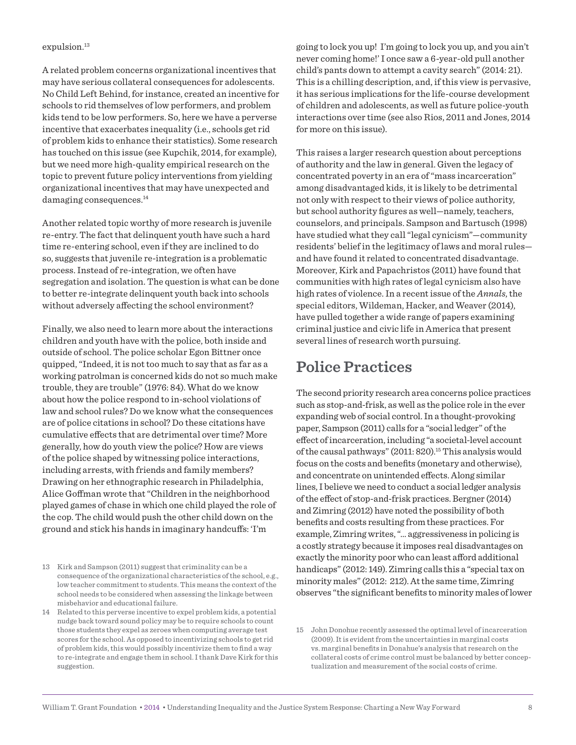expulsion.[13]

A related problem concerns organizational incentives that may have serious collateral consequences for adolescents. No Child Left Behind, for instance, created an incentive for schools to rid themselves of low performers, and problem kids tend to be low performers. So, here we have a perverse incentive that exacerbates inequality (i.e., schools get rid of problem kids to enhance their statistics). Some research has touched on this issue (see Kupchik, 2014, for example), but we need more high-quality empirical research on the topic to prevent future policy interventions from yielding organizational incentives that may have unexpected and damaging consequences.[14]

Another related topic worthy of more research is juvenile re-entry. The fact that delinquent youth have such a hard time re-entering school, even if they are inclined to do so, suggests that juvenile re-integration is a problematic process. Instead of re-integration, we often have segregation and isolation. The question is what can be done to better re-integrate delinquent youth back into schools without adversely affecting the school environment?

Finally, we also need to learn more about the interactions children and youth have with the police, both inside and outside of school. The police scholar Egon Bittner once quipped, "Indeed, it is not too much to say that as far as a working patrolman is concerned kids do not so much make trouble, they are trouble" (1976: 84). What do we know about how the police respond to in-school violations of law and school rules? Do we know what the consequences are of police citations in school? Do these citations have cumulative effects that are detrimental over time? More generally, how do youth view the police? How are views of the police shaped by witnessing police interactions, including arrests, with friends and family members? Drawing on her ethnographic research in Philadelphia, Alice Goffman wrote that "Children in the neighborhood played games of chase in which one child played the role of the cop. The child would push the other child down on the ground and stick his hands in imaginary handcuffs: 'I'm going to lock you up! I'm going to lock you up, and you ain't never coming home!' I once saw a 6-year-old pull another child's pants down to attempt a cavity search" (2014: 21). This is a chilling description, and, if this view is pervasive, it has serious implications for the life-course development of children and adolescents, as well as future police-youth interactions over time (see also Rios, 2011 and Jones, 2014 for more on this issue).

This raises a larger research question about perceptions of authority and the law in general. Given the legacy of concentrated poverty in an era of "mass incarceration" among disadvantaged kids, it is likely to be detrimental not only with respect to their views of police authority, but school authority figures as well—namely, teachers, counselors, and principals. Sampson and Bartusch (1998) have studied what they call "legal cynicism"—community residents' belief in the legitimacy of laws and moral rules—and have found it related to concentrated disadvantage. Moreover, Kirk and Papachristos (2011) have found that communities with high rates of legal cynicism also have high rates of violence. In a recent issue of the *Annals*, the special editors, Wildeman, Hacker, and Weaver (2014), have pulled together a wide range of papers examining criminal justice and civic life in America that present several lines of research worth pursuing.

## Police Practices

The second priority research area concerns police practices such as stop-and-frisk, as well as the police role in the ever expanding web of social control. In a thought-provoking paper, Sampson (2011) calls for a "social ledger" of the effect of incarceration, including "a societal-level account of the causal pathways" (2011: 820).[15] This analysis would focus on the costs and benefits (monetary and otherwise), and concentrate on unintended effects. Along similar lines, I believe we need to conduct a social ledger analysis of the effect of stop-and-frisk practices. Bergner (2014) and Zimring (2012) have noted the possibility of both benefits and costs resulting from these practices. For example, Zimring writes, "… aggressiveness in policing is a costly strategy because it imposes real disadvantages on exactly the minority poor who can least afford additional handicaps" (2012: 149). Zimring calls this a "special tax on minority males" (2012: 212). At the same time, Zimring observes "the significant benefits to minority males of lower

---

13 Kirk and Sampson (2011) suggest that criminality can be a consequence of the organizational characteristics of the school, e.g., low teacher commitment to students. This means the context of the school needs to be considered when assessing the linkage between misbehavior and educational failure.

14 Related to this perverse incentive to expel problem kids, a potential nudge back toward sound policy may be to require schools to count those students they expel as zeroes when computing average test scores for the school. As opposed to incentivizing schools to get rid of problem kids, this would possibly incentivize them to find a way to re-integrate and engage them in school. I thank Dave Kirk for this suggestion.

15 John Donohue recently assessed the optimal level of incarceration (2009). It is evident from the uncertainties in marginal costs vs. marginal benefits in Donahue's analysis that research on the collateral costs of crime control must be balanced by better conceptualization and measurement of the social costs of crime.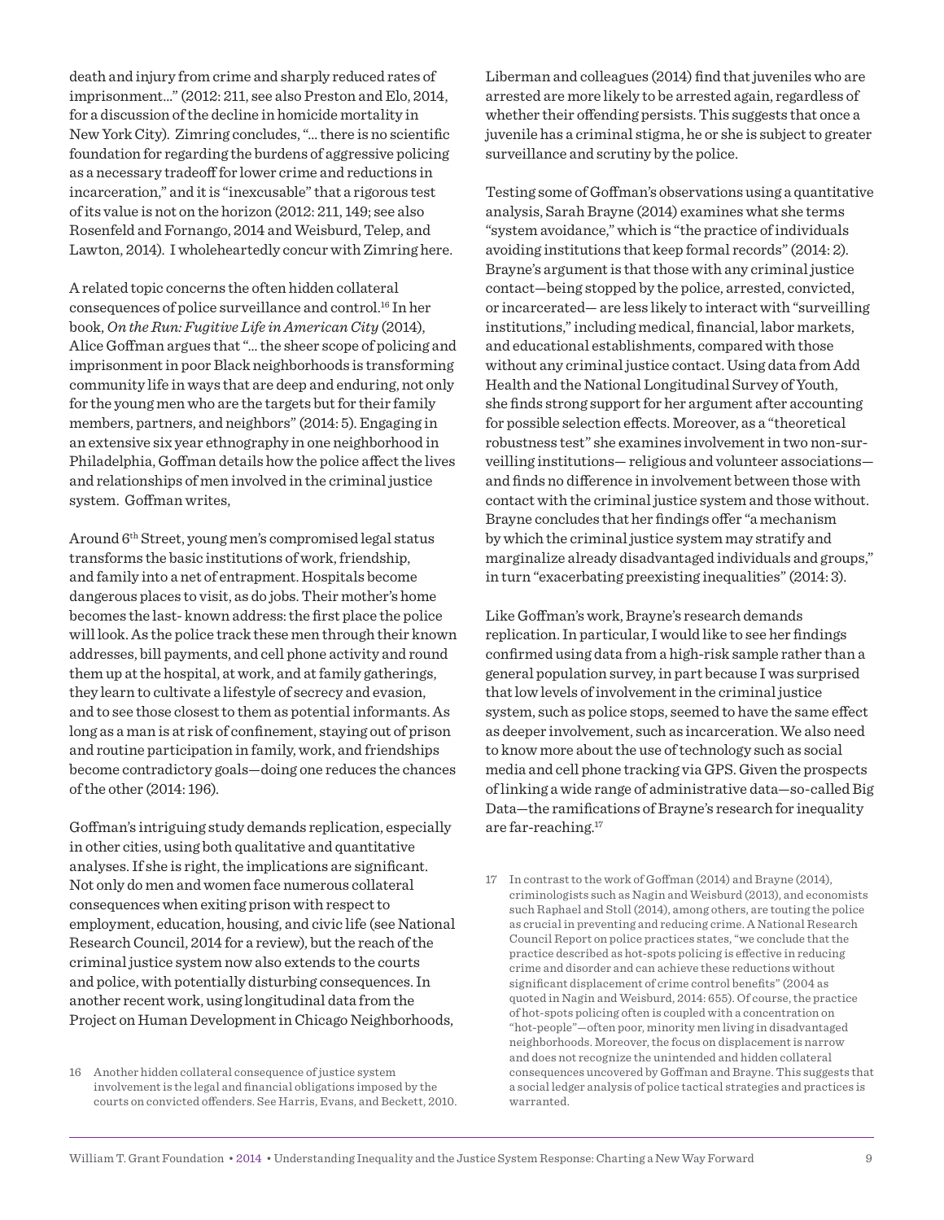death and injury from crime and sharply reduced rates of imprisonment…" (2012: 211, see also Preston and Elo, 2014, for a discussion of the decline in homicide mortality in New York City). Zimring concludes, "… there is no scientific foundation for regarding the burdens of aggressive policing as a necessary tradeoff for lower crime and reductions in incarceration," and it is "inexcusable" that a rigorous test of its value is not on the horizon (2012: 211, 149; see also Rosenfeld and Fornango, 2014 and Weisburd, Telep, and Lawton, 2014). I wholeheartedly concur with Zimring here.

A related topic concerns the often hidden collateral consequences of police surveillance and control.[16] In her book, *On the Run: Fugitive Life in American City* (2014), Alice Goffman argues that "… the sheer scope of policing and imprisonment in poor Black neighborhoods is transforming community life in ways that are deep and enduring, not only for the young men who are the targets but for their family members, partners, and neighbors" (2014: 5). Engaging in an extensive six year ethnography in one neighborhood in Philadelphia, Goffman details how the police affect the lives and relationships of men involved in the criminal justice system. Goffman writes,

Around 6th Street, young men's compromised legal status transforms the basic institutions of work, friendship, and family into a net of entrapment. Hospitals become dangerous places to visit, as do jobs. Their mother's home becomes the last- known address: the first place the police will look. As the police track these men through their known addresses, bill payments, and cell phone activity and round them up at the hospital, at work, and at family gatherings, they learn to cultivate a lifestyle of secrecy and evasion, and to see those closest to them as potential informants. As long as a man is at risk of confinement, staying out of prison and routine participation in family, work, and friendships become contradictory goals—doing one reduces the chances of the other (2014: 196).

Goffman's intriguing study demands replication, especially in other cities, using both qualitative and quantitative analyses. If she is right, the implications are significant. Not only do men and women face numerous collateral consequences when exiting prison with respect to employment, education, housing, and civic life (see National Research Council, 2014 for a review), but the reach of the criminal justice system now also extends to the courts and police, with potentially disturbing consequences. In another recent work, using longitudinal data from the Project on Human Development in Chicago Neighborhoods, Liberman and colleagues (2014) find that juveniles who are arrested are more likely to be arrested again, regardless of whether their offending persists. This suggests that once a juvenile has a criminal stigma, he or she is subject to greater surveillance and scrutiny by the police.

Testing some of Goffman's observations using a quantitative analysis, Sarah Brayne (2014) examines what she terms "system avoidance," which is "the practice of individuals avoiding institutions that keep formal records" (2014: 2). Brayne's argument is that those with any criminal justice contact—being stopped by the police, arrested, convicted, or incarcerated— are less likely to interact with "surveilling institutions," including medical, financial, labor markets, and educational establishments, compared with those without any criminal justice contact. Using data from Add Health and the National Longitudinal Survey of Youth, she finds strong support for her argument after accounting for possible selection effects. Moreover, as a "theoretical robustness test" she examines involvement in two non-surveilling institutions— religious and volunteer associations— and finds no difference in involvement between those with contact with the criminal justice system and those without. Brayne concludes that her findings offer "a mechanism by which the criminal justice system may stratify and marginalize already disadvantaged individuals and groups," in turn "exacerbating preexisting inequalities" (2014: 3).

Like Goffman's work, Brayne's research demands replication. In particular, I would like to see her findings confirmed using data from a high-risk sample rather than a general population survey, in part because I was surprised that low levels of involvement in the criminal justice system, such as police stops, seemed to have the same effect as deeper involvement, such as incarceration. We also need to know more about the use of technology such as social media and cell phone tracking via GPS. Given the prospects of linking a wide range of administrative data—so-called Big Data—the ramifications of Brayne's research for inequality are far-reaching.[17]

16 Another hidden collateral consequence of justice system involvement is the legal and financial obligations imposed by the courts on convicted offenders. See Harris, Evans, and Beckett, 2010.

17 In contrast to the work of Goffman (2014) and Brayne (2014), criminologists such as Nagin and Weisburd (2013), and economists such Raphael and Stoll (2014), among others, are touting the police as crucial in preventing and reducing crime. A National Research Council Report on police practices states, "we conclude that the practice described as hot-spots policing is effective in reducing crime and disorder and can achieve these reductions without significant displacement of crime control benefits" (2004 as quoted in Nagin and Weisburd, 2014: 655). Of course, the practice of hot-spots policing often is coupled with a concentration on "hot-people"—often poor, minority men living in disadvantaged neighborhoods. Moreover, the focus on displacement is narrow and does not recognize the unintended and hidden collateral consequences uncovered by Goffman and Brayne. This suggests that a social ledger analysis of police tactical strategies and practices is warranted.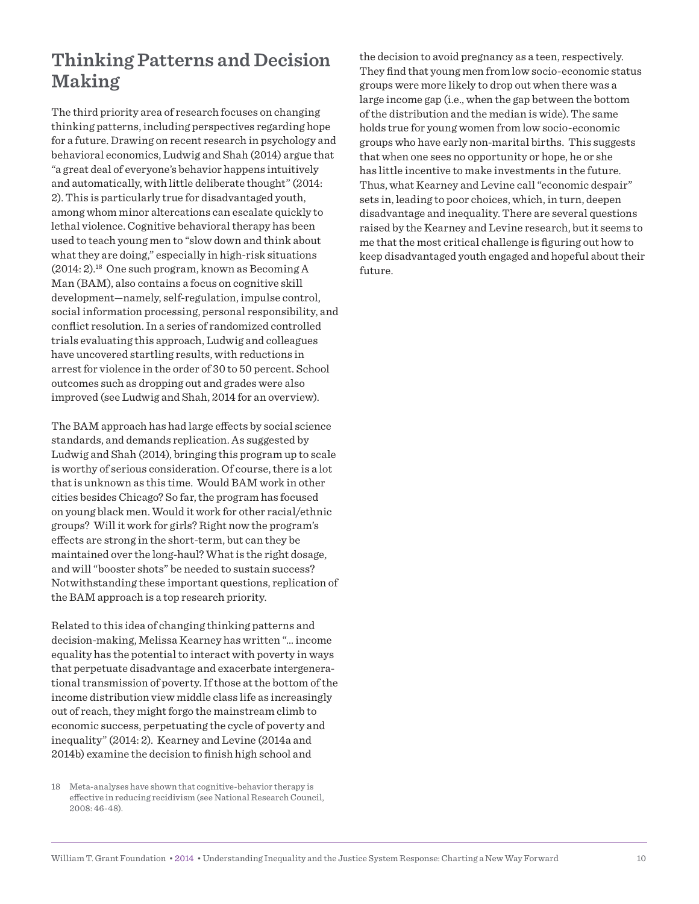## Thinking Patterns and Decision Making

The third priority area of research focuses on changing thinking patterns, including perspectives regarding hope for a future. Drawing on recent research in psychology and behavioral economics, Ludwig and Shah (2014) argue that "a great deal of everyone's behavior happens intuitively and automatically, with little deliberate thought" (2014: 2). This is particularly true for disadvantaged youth, among whom minor altercations can escalate quickly to lethal violence. Cognitive behavioral therapy has been used to teach young men to "slow down and think about what they are doing," especially in high-risk situations (2014: 2).[18] One such program, known as Becoming A Man (BAM), also contains a focus on cognitive skill development—namely, self-regulation, impulse control, social information processing, personal responsibility, and conflict resolution. In a series of randomized controlled trials evaluating this approach, Ludwig and colleagues have uncovered startling results, with reductions in arrest for violence in the order of 30 to 50 percent. School outcomes such as dropping out and grades were also improved (see Ludwig and Shah, 2014 for an overview).

The BAM approach has had large effects by social science standards, and demands replication. As suggested by Ludwig and Shah (2014), bringing this program up to scale is worthy of serious consideration. Of course, there is a lot that is unknown as this time. Would BAM work in other cities besides Chicago? So far, the program has focused on young black men. Would it work for other racial/ethnic groups? Will it work for girls? Right now the program's effects are strong in the short-term, but can they be maintained over the long-haul? What is the right dosage, and will "booster shots" be needed to sustain success? Notwithstanding these important questions, replication of the BAM approach is a top research priority.

Related to this idea of changing thinking patterns and decision-making, Melissa Kearney has written "… income equality has the potential to interact with poverty in ways that perpetuate disadvantage and exacerbate intergenerational transmission of poverty. If those at the bottom of the income distribution view middle class life as increasingly out of reach, they might forgo the mainstream climb to economic success, perpetuating the cycle of poverty and inequality" (2014: 2). Kearney and Levine (2014a and 2014b) examine the decision to finish high school and the decision to avoid pregnancy as a teen, respectively. They find that young men from low socio-economic status groups were more likely to drop out when there was a large income gap (i.e., when the gap between the bottom of the distribution and the median is wide). The same holds true for young women from low socio-economic groups who have early non-marital births. This suggests that when one sees no opportunity or hope, he or she has little incentive to make investments in the future. Thus, what Kearney and Levine call "economic despair" sets in, leading to poor choices, which, in turn, deepen disadvantage and inequality. There are several questions raised by the Kearney and Levine research, but it seems to me that the most critical challenge is figuring out how to keep disadvantaged youth engaged and hopeful about their future.

[18] Meta-analyses have shown that cognitive-behavior therapy is effective in reducing recidivism (see National Research Council, 2008: 46-48).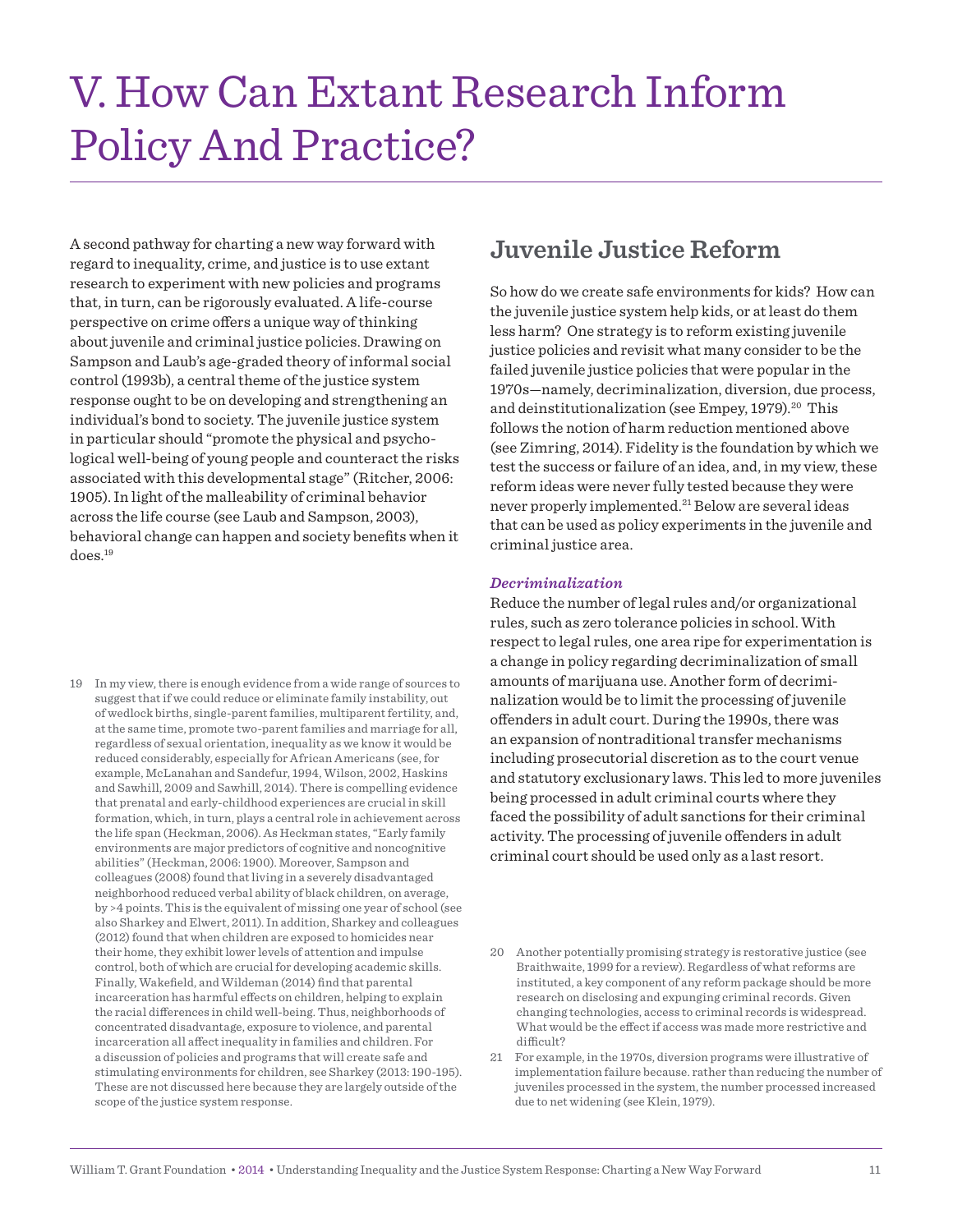# V. How Can Extant Research Inform Policy And Practice?

A second pathway for charting a new way forward with regard to inequality, crime, and justice is to use extant research to experiment with new policies and programs that, in turn, can be rigorously evaluated. A life-course perspective on crime offers a unique way of thinking about juvenile and criminal justice policies. Drawing on Sampson and Laub's age-graded theory of informal social control (1993b), a central theme of the justice system response ought to be on developing and strengthening an individual's bond to society. The juvenile justice system in particular should "promote the physical and psychological well-being of young people and counteract the risks associated with this developmental stage" (Ritcher, 2006: 1905). In light of the malleability of criminal behavior across the life course (see Laub and Sampson, 2003), behavioral change can happen and society benefits when it does.[19]

## Juvenile Justice Reform

So how do we create safe environments for kids? How can the juvenile justice system help kids, or at least do them less harm? One strategy is to reform existing juvenile justice policies and revisit what many consider to be the failed juvenile justice policies that were popular in the 1970s—namely, decriminalization, diversion, due process, and deinstitutionalization (see Empey, 1979).[20] This follows the notion of harm reduction mentioned above (see Zimring, 2014). Fidelity is the foundation by which we test the success or failure of an idea, and, in my view, these reform ideas were never fully tested because they were never properly implemented.[21] Below are several ideas that can be used as policy experiments in the juvenile and criminal justice area.

### *Decriminalization*

Reduce the number of legal rules and/or organizational rules, such as zero tolerance policies in school. With respect to legal rules, one area ripe for experimentation is a change in policy regarding decriminalization of small amounts of marijuana use. Another form of decriminalization would be to limit the processing of juvenile offenders in adult court. During the 1990s, there was an expansion of nontraditional transfer mechanisms including prosecutorial discretion as to the court venue and statutory exclusionary laws. This led to more juveniles being processed in adult criminal courts where they faced the possibility of adult sanctions for their criminal activity. The processing of juvenile offenders in adult criminal court should be used only as a last resort.

---

19 In my view, there is enough evidence from a wide range of sources to suggest that if we could reduce or eliminate family instability, out of wedlock births, single-parent families, multiparent fertility, and, at the same time, promote two-parent families and marriage for all, regardless of sexual orientation, inequality as we know it would be reduced considerably, especially for African Americans (see, for example, McLanahan and Sandefur, 1994, Wilson, 2002, Haskins and Sawhill, 2009 and Sawhill, 2014). There is compelling evidence that prenatal and early-childhood experiences are crucial in skill formation, which, in turn, plays a central role in achievement across the life span (Heckman, 2006). As Heckman states, "Early family environments are major predictors of cognitive and noncognitive abilities" (Heckman, 2006: 1900). Moreover, Sampson and colleagues (2008) found that living in a severely disadvantaged neighborhood reduced verbal ability of black children, on average, by >4 points. This is the equivalent of missing one year of school (see also Sharkey and Elwert, 2011). In addition, Sharkey and colleagues (2012) found that when children are exposed to homicides near their home, they exhibit lower levels of attention and impulse control, both of which are crucial for developing academic skills. Finally, Wakefield, and Wildeman (2014) find that parental incarceration has harmful effects on children, helping to explain the racial differences in child well-being. Thus, neighborhoods of concentrated disadvantage, exposure to violence, and parental incarceration all affect inequality in families and children. For a discussion of policies and programs that will create safe and stimulating environments for children, see Sharkey (2013: 190-195). These are not discussed here because they are largely outside of the scope of the justice system response.

20 Another potentially promising strategy is restorative justice (see Braithwaite, 1999 for a review). Regardless of what reforms are instituted, a key component of any reform package should be more research on disclosing and expunging criminal records. Given changing technologies, access to criminal records is widespread. What would be the effect if access was made more restrictive and difficult?

21 For example, in the 1970s, diversion programs were illustrative of implementation failure because. rather than reducing the number of juveniles processed in the system, the number processed increased due to net widening (see Klein, 1979).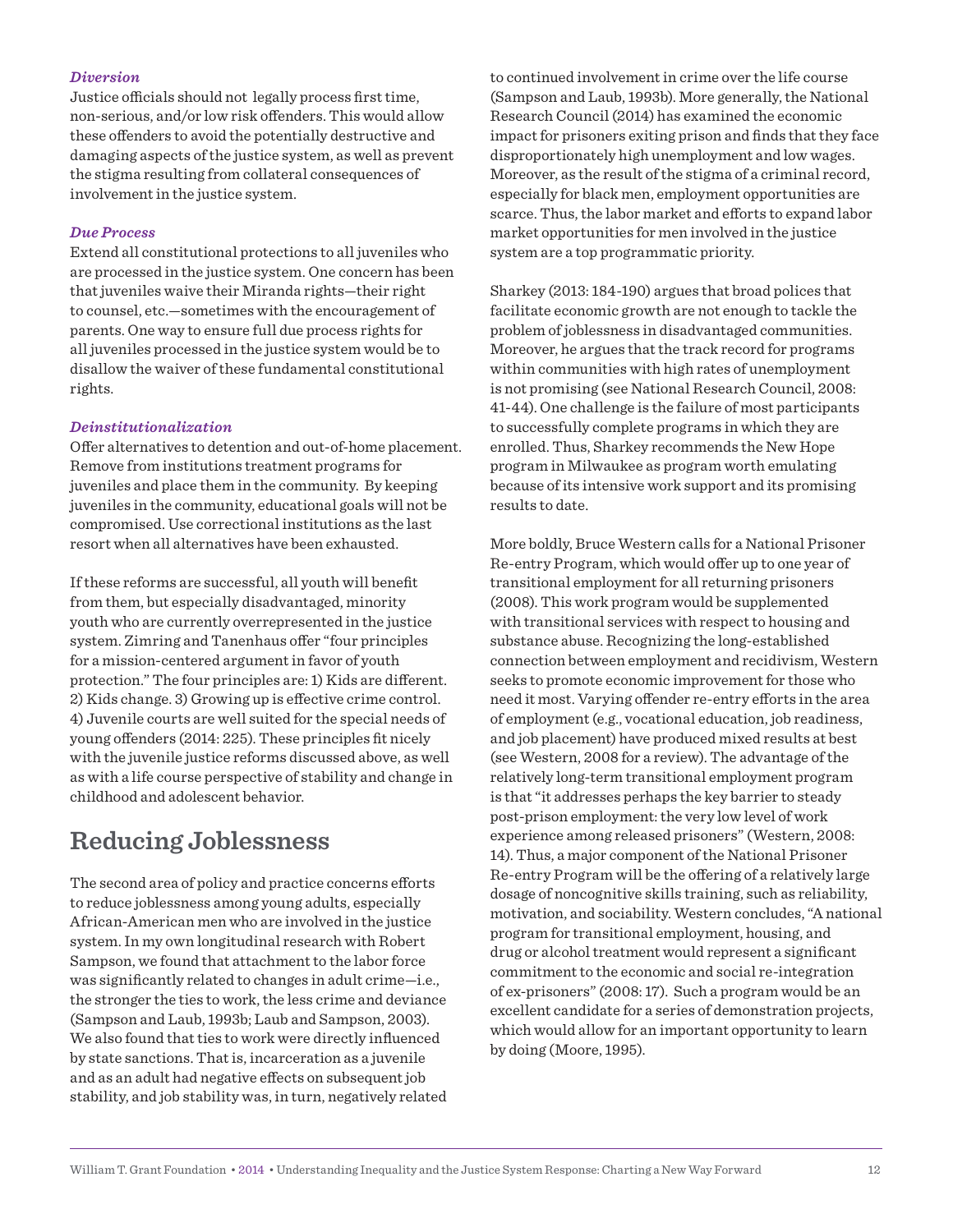***Diversion***
Justice officials should not legally process first time, non-serious, and/or low risk offenders. This would allow these offenders to avoid the potentially destructive and damaging aspects of the justice system, as well as prevent the stigma resulting from collateral consequences of involvement in the justice system.

***Due Process***
Extend all constitutional protections to all juveniles who are processed in the justice system. One concern has been that juveniles waive their Miranda rights—their right to counsel, etc.—sometimes with the encouragement of parents. One way to ensure full due process rights for all juveniles processed in the justice system would be to disallow the waiver of these fundamental constitutional rights.

***Deinstitutionalization***
Offer alternatives to detention and out-of-home placement. Remove from institutions treatment programs for juveniles and place them in the community. By keeping juveniles in the community, educational goals will not be compromised. Use correctional institutions as the last resort when all alternatives have been exhausted.

If these reforms are successful, all youth will benefit from them, but especially disadvantaged, minority youth who are currently overrepresented in the justice system. Zimring and Tanenhaus offer "four principles for a mission-centered argument in favor of youth protection." The four principles are: 1) Kids are different. 2) Kids change. 3) Growing up is effective crime control. 4) Juvenile courts are well suited for the special needs of young offenders (2014: 225). These principles fit nicely with the juvenile justice reforms discussed above, as well as with a life course perspective of stability and change in childhood and adolescent behavior.

## Reducing Joblessness

The second area of policy and practice concerns efforts to reduce joblessness among young adults, especially African-American men who are involved in the justice system. In my own longitudinal research with Robert Sampson, we found that attachment to the labor force was significantly related to changes in adult crime—i.e., the stronger the ties to work, the less crime and deviance (Sampson and Laub, 1993b; Laub and Sampson, 2003). We also found that ties to work were directly influenced by state sanctions. That is, incarceration as a juvenile and as an adult had negative effects on subsequent job stability, and job stability was, in turn, negatively related to continued involvement in crime over the life course (Sampson and Laub, 1993b). More generally, the National Research Council (2014) has examined the economic impact for prisoners exiting prison and finds that they face disproportionately high unemployment and low wages. Moreover, as the result of the stigma of a criminal record, especially for black men, employment opportunities are scarce. Thus, the labor market and efforts to expand labor market opportunities for men involved in the justice system are a top programmatic priority.

Sharkey (2013: 184-190) argues that broad polices that facilitate economic growth are not enough to tackle the problem of joblessness in disadvantaged communities. Moreover, he argues that the track record for programs within communities with high rates of unemployment is not promising (see National Research Council, 2008: 41-44). One challenge is the failure of most participants to successfully complete programs in which they are enrolled. Thus, Sharkey recommends the New Hope program in Milwaukee as program worth emulating because of its intensive work support and its promising results to date.

More boldly, Bruce Western calls for a National Prisoner Re-entry Program, which would offer up to one year of transitional employment for all returning prisoners (2008). This work program would be supplemented with transitional services with respect to housing and substance abuse. Recognizing the long-established connection between employment and recidivism, Western seeks to promote economic improvement for those who need it most. Varying offender re-entry efforts in the area of employment (e.g., vocational education, job readiness, and job placement) have produced mixed results at best (see Western, 2008 for a review). The advantage of the relatively long-term transitional employment program is that "it addresses perhaps the key barrier to steady post-prison employment: the very low level of work experience among released prisoners" (Western, 2008: 14). Thus, a major component of the National Prisoner Re-entry Program will be the offering of a relatively large dosage of noncognitive skills training, such as reliability, motivation, and sociability. Western concludes, "A national program for transitional employment, housing, and drug or alcohol treatment would represent a significant commitment to the economic and social re-integration of ex-prisoners" (2008: 17). Such a program would be an excellent candidate for a series of demonstration projects, which would allow for an important opportunity to learn by doing (Moore, 1995).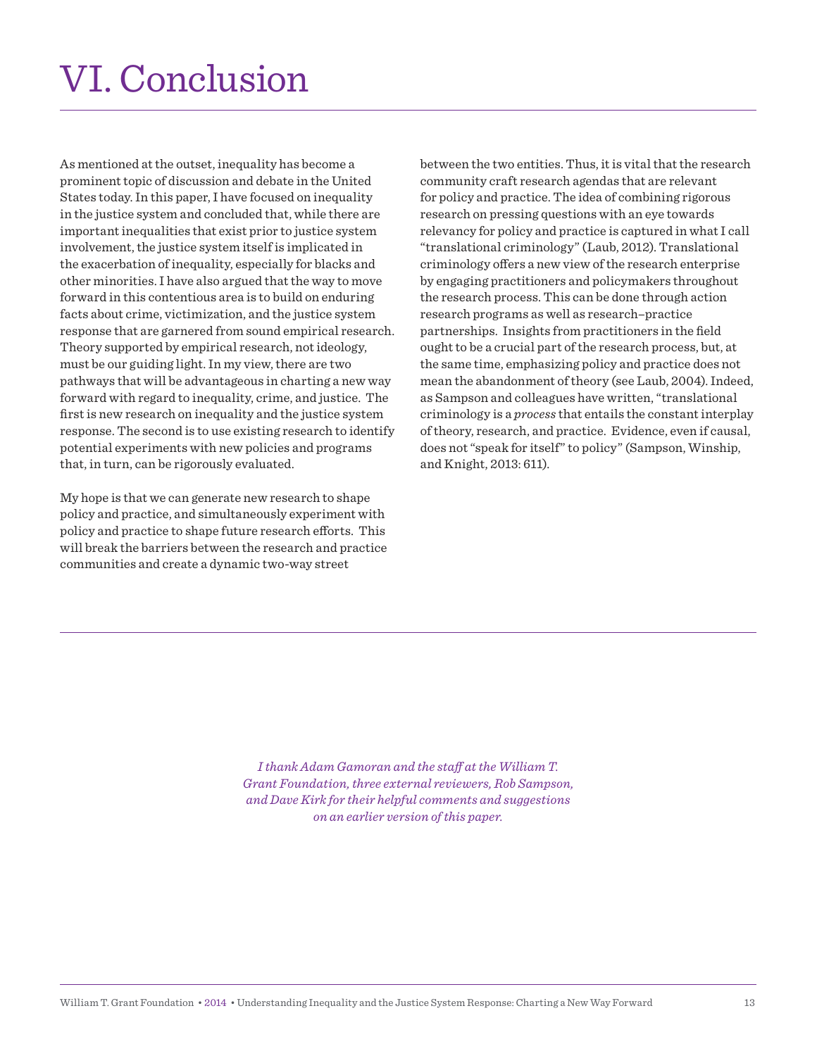# VI. Conclusion

As mentioned at the outset, inequality has become a prominent topic of discussion and debate in the United States today. In this paper, I have focused on inequality in the justice system and concluded that, while there are important inequalities that exist prior to justice system involvement, the justice system itself is implicated in the exacerbation of inequality, especially for blacks and other minorities. I have also argued that the way to move forward in this contentious area is to build on enduring facts about crime, victimization, and the justice system response that are garnered from sound empirical research. Theory supported by empirical research, not ideology, must be our guiding light. In my view, there are two pathways that will be advantageous in charting a new way forward with regard to inequality, crime, and justice. The first is new research on inequality and the justice system response. The second is to use existing research to identify potential experiments with new policies and programs that, in turn, can be rigorously evaluated.

My hope is that we can generate new research to shape policy and practice, and simultaneously experiment with policy and practice to shape future research efforts. This will break the barriers between the research and practice communities and create a dynamic two-way street between the two entities. Thus, it is vital that the research community craft research agendas that are relevant for policy and practice. The idea of combining rigorous research on pressing questions with an eye towards relevancy for policy and practice is captured in what I call "translational criminology" (Laub, 2012). Translational criminology offers a new view of the research enterprise by engaging practitioners and policymakers throughout the research process. This can be done through action research programs as well as research–practice partnerships. Insights from practitioners in the field ought to be a crucial part of the research process, but, at the same time, emphasizing policy and practice does not mean the abandonment of theory (see Laub, 2004). Indeed, as Sampson and colleagues have written, "translational criminology is a *process* that entails the constant interplay of theory, research, and practice. Evidence, even if causal, does not "speak for itself" to policy" (Sampson, Winship, and Knight, 2013: 611).

*I thank Adam Gamoran and the staff at the William T. Grant Foundation, three external reviewers, Rob Sampson, and Dave Kirk for their helpful comments and suggestions on an earlier version of this paper.*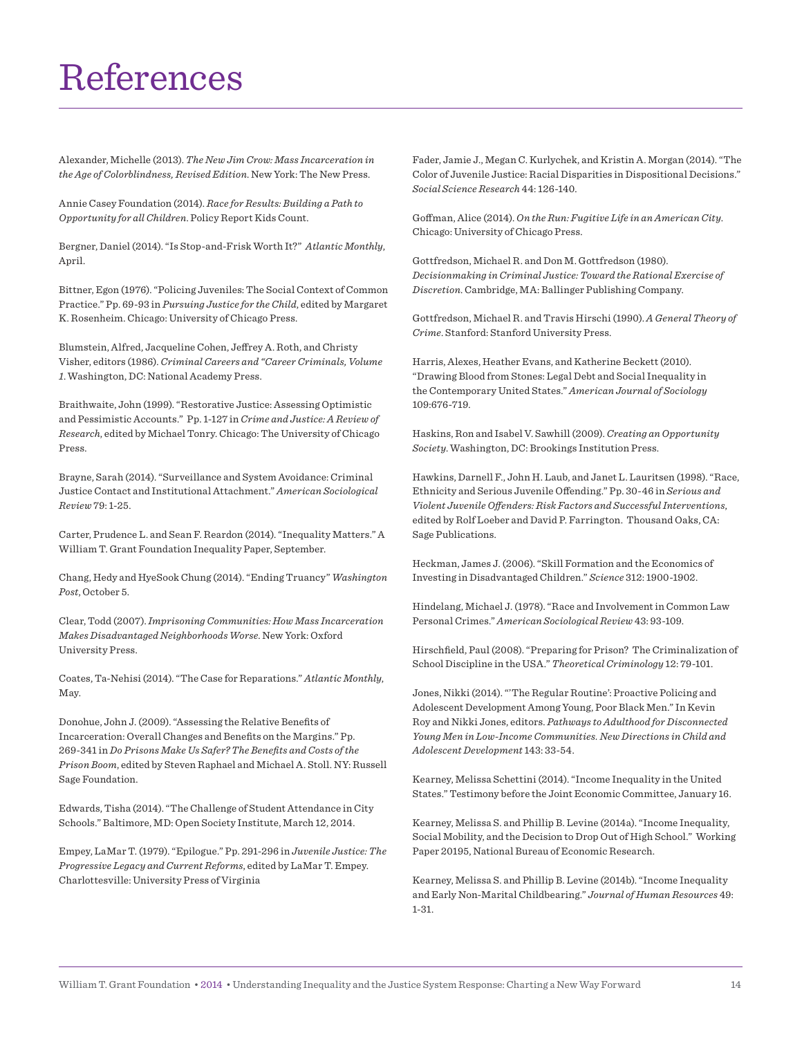# References

Alexander, Michelle (2013). *The New Jim Crow: Mass Incarceration in the Age of Colorblindness, Revised Edition.* New York: The New Press.

Annie Casey Foundation (2014). *Race for Results: Building a Path to Opportunity for all Children.* Policy Report Kids Count.

Bergner, Daniel (2014). "Is Stop-and-Frisk Worth It?" *Atlantic Monthly*, April.

Bittner, Egon (1976). "Policing Juveniles: The Social Context of Common Practice." Pp. 69-93 in *Pursuing Justice for the Child*, edited by Margaret K. Rosenheim. Chicago: University of Chicago Press.

Blumstein, Alfred, Jacqueline Cohen, Jeffrey A. Roth, and Christy Visher, editors (1986). *Criminal Careers and "Career Criminals, Volume 1.* Washington, DC: National Academy Press.

Braithwaite, John (1999). "Restorative Justice: Assessing Optimistic and Pessimistic Accounts." Pp. 1-127 in *Crime and Justice: A Review of Research*, edited by Michael Tonry. Chicago: The University of Chicago Press.

Brayne, Sarah (2014). "Surveillance and System Avoidance: Criminal Justice Contact and Institutional Attachment." *American Sociological Review* 79: 1-25.

Carter, Prudence L. and Sean F. Reardon (2014). "Inequality Matters." A William T. Grant Foundation Inequality Paper, September.

Chang, Hedy and HyeSook Chung (2014). "Ending Truancy" *Washington Post*, October 5.

Clear, Todd (2007). *Imprisoning Communities: How Mass Incarceration Makes Disadvantaged Neighborhoods Worse.* New York: Oxford University Press.

Coates, Ta-Nehisi (2014). "The Case for Reparations." *Atlantic Monthly*, May.

Donohue, John J. (2009). "Assessing the Relative Benefits of Incarceration: Overall Changes and Benefits on the Margins." Pp. 269-341 in *Do Prisons Make Us Safer? The Benefits and Costs of the Prison Boom*, edited by Steven Raphael and Michael A. Stoll. NY: Russell Sage Foundation.

Edwards, Tisha (2014). "The Challenge of Student Attendance in City Schools." Baltimore, MD: Open Society Institute, March 12, 2014.

Empey, LaMar T. (1979). "Epilogue." Pp. 291-296 in *Juvenile Justice: The Progressive Legacy and Current Reforms*, edited by LaMar T. Empey. Charlottesville: University Press of Virginia

Fader, Jamie J., Megan C. Kurlychek, and Kristin A. Morgan (2014). "The Color of Juvenile Justice: Racial Disparities in Dispositional Decisions." *Social Science Research* 44: 126-140.

Goffman, Alice (2014). *On the Run: Fugitive Life in an American City.* Chicago: University of Chicago Press.

Gottfredson, Michael R. and Don M. Gottfredson (1980). *Decisionmaking in Criminal Justice: Toward the Rational Exercise of Discretion.* Cambridge, MA: Ballinger Publishing Company.

Gottfredson, Michael R. and Travis Hirschi (1990). *A General Theory of Crime*. Stanford: Stanford University Press.

Harris, Alexes, Heather Evans, and Katherine Beckett (2010). "Drawing Blood from Stones: Legal Debt and Social Inequality in the Contemporary United States." *American Journal of Sociology* 109:676-719.

Haskins, Ron and Isabel V. Sawhill (2009). *Creating an Opportunity Society*. Washington, DC: Brookings Institution Press.

Hawkins, Darnell F., John H. Laub, and Janet L. Lauritsen (1998). "Race, Ethnicity and Serious Juvenile Offending." Pp. 30-46 in *Serious and Violent Juvenile Offenders: Risk Factors and Successful Interventions*, edited by Rolf Loeber and David P. Farrington. Thousand Oaks, CA: Sage Publications.

Heckman, James J. (2006). "Skill Formation and the Economics of Investing in Disadvantaged Children." *Science* 312: 1900-1902.

Hindelang, Michael J. (1978). "Race and Involvement in Common Law Personal Crimes." *American Sociological Review* 43: 93-109.

Hirschfield, Paul (2008). "Preparing for Prison? The Criminalization of School Discipline in the USA." *Theoretical Criminology* 12: 79-101.

Jones, Nikki (2014). "'The Regular Routine': Proactive Policing and Adolescent Development Among Young, Poor Black Men." In Kevin Roy and Nikki Jones, editors. *Pathways to Adulthood for Disconnected Young Men in Low-Income Communities. New Directions in Child and Adolescent Development* 143: 33-54.

Kearney, Melissa Schettini (2014). "Income Inequality in the United States." Testimony before the Joint Economic Committee, January 16.

Kearney, Melissa S. and Phillip B. Levine (2014a). "Income Inequality, Social Mobility, and the Decision to Drop Out of High School." Working Paper 20195, National Bureau of Economic Research.

Kearney, Melissa S. and Phillip B. Levine (2014b). "Income Inequality and Early Non-Marital Childbearing." *Journal of Human Resources* 49: 1-31.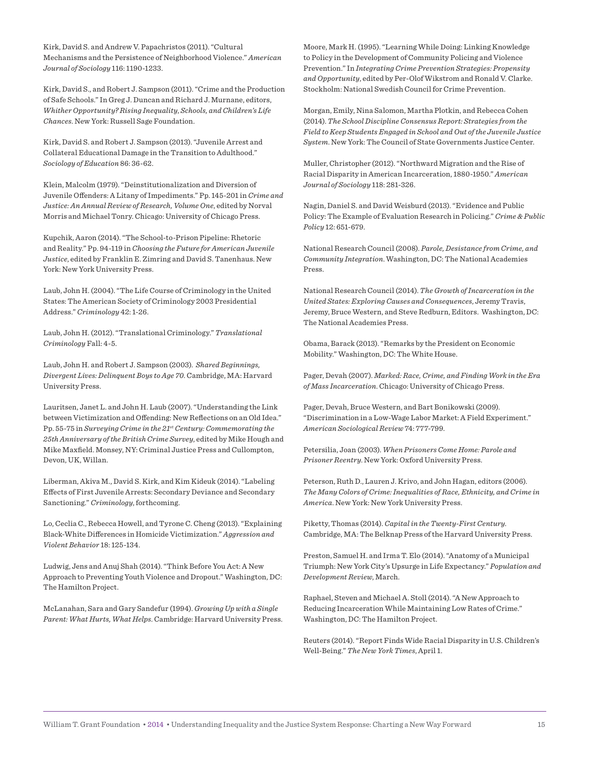Kirk, David S. and Andrew V. Papachristos (2011). "Cultural Mechanisms and the Persistence of Neighborhood Violence." *American Journal of Sociology* 116: 1190-1233.

Kirk, David S., and Robert J. Sampson (2011). "Crime and the Production of Safe Schools." In Greg J. Duncan and Richard J. Murnane, editors, *Whither Opportunity? Rising Inequality, Schools, and Children's Life Chances*. New York: Russell Sage Foundation.

Kirk, David S. and Robert J. Sampson (2013). "Juvenile Arrest and Collateral Educational Damage in the Transition to Adulthood." *Sociology of Education* 86: 36-62.

Klein, Malcolm (1979). "Deinstitutionalization and Diversion of Juvenile Offenders: A Litany of Impediments." Pp. 145-201 in *Crime and Justice: An Annual Review of Research, Volume One*, edited by Norval Morris and Michael Tonry. Chicago: University of Chicago Press.

Kupchik, Aaron (2014). "The School-to-Prison Pipeline: Rhetoric and Reality." Pp. 94-119 in *Choosing the Future for American Juvenile Justice*, edited by Franklin E. Zimring and David S. Tanenhaus. New York: New York University Press.

Laub, John H. (2004). "The Life Course of Criminology in the United States: The American Society of Criminology 2003 Presidential Address." *Criminology* 42: 1-26.

Laub, John H. (2012). "Translational Criminology." *Translational Criminology* Fall: 4-5.

Laub, John H. and Robert J. Sampson (2003). *Shared Beginnings, Divergent Lives: Delinquent Boys to Age 70*. Cambridge, MA: Harvard University Press.

Lauritsen, Janet L. and John H. Laub (2007). "Understanding the Link between Victimization and Offending: New Reflections on an Old Idea." Pp. 55-75 in *Surveying Crime in the 21st Century: Commemorating the 25th Anniversary of the British Crime Survey*, edited by Mike Hough and Mike Maxfield. Monsey, NY: Criminal Justice Press and Cullompton, Devon, UK, Willan.

Liberman, Akiva M., David S. Kirk, and Kim Kideuk (2014). "Labeling Effects of First Juvenile Arrests: Secondary Deviance and Secondary Sanctioning." *Criminology*, forthcoming.

Lo, Ceclia C., Rebecca Howell, and Tyrone C. Cheng (2013). "Explaining Black-White Differences in Homicide Victimization." *Aggression and Violent Behavior* 18: 125-134.

Ludwig, Jens and Anuj Shah (2014). "Think Before You Act: A New Approach to Preventing Youth Violence and Dropout." Washington, DC: The Hamilton Project.

McLanahan, Sara and Gary Sandefur (1994). *Growing Up with a Single Parent: What Hurts, What Helps*. Cambridge: Harvard University Press.

Moore, Mark H. (1995). "Learning While Doing: Linking Knowledge to Policy in the Development of Community Policing and Violence Prevention." In *Integrating Crime Prevention Strategies: Propensity and Opportunity*, edited by Per-Olof Wikstrom and Ronald V. Clarke. Stockholm: National Swedish Council for Crime Prevention.

Morgan, Emily, Nina Salomon, Martha Plotkin, and Rebecca Cohen (2014). *The School Discipline Consensus Report: Strategies from the Field to Keep Students Engaged in School and Out of the Juvenile Justice System*. New York: The Council of State Governments Justice Center.

Muller, Christopher (2012). "Northward Migration and the Rise of Racial Disparity in American Incarceration, 1880-1950." *American Journal of Sociology* 118: 281-326.

Nagin, Daniel S. and David Weisburd (2013). "Evidence and Public Policy: The Example of Evaluation Research in Policing." *Crime & Public Policy* 12: 651-679.

National Research Council (2008). *Parole, Desistance from Crime, and Community Integration*. Washington, DC: The National Academies Press.

National Research Council (2014). *The Growth of Incarceration in the United States: Exploring Causes and Consequences*, Jeremy Travis, Jeremy, Bruce Western, and Steve Redburn, Editors. Washington, DC: The National Academies Press.

Obama, Barack (2013). "Remarks by the President on Economic Mobility." Washington, DC: The White House.

Pager, Devah (2007). *Marked: Race, Crime, and Finding Work in the Era of Mass Incarceration*. Chicago: University of Chicago Press.

Pager, Devah, Bruce Western, and Bart Bonikowski (2009). "Discrimination in a Low-Wage Labor Market: A Field Experiment." *American Sociological Review* 74: 777-799.

Petersilia, Joan (2003). *When Prisoners Come Home: Parole and Prisoner Reentry*. New York: Oxford University Press.

Peterson, Ruth D., Lauren J. Krivo, and John Hagan, editors (2006). *The Many Colors of Crime: Inequalities of Race, Ethnicity, and Crime in America*. New York: New York University Press.

Piketty, Thomas (2014). *Capital in the Twenty-First Century*. Cambridge, MA: The Belknap Press of the Harvard University Press.

Preston, Samuel H. and Irma T. Elo (2014). "Anatomy of a Municipal Triumph: New York City's Upsurge in Life Expectancy." *Population and Development Review*, March.

Raphael, Steven and Michael A. Stoll (2014). "A New Approach to Reducing Incarceration While Maintaining Low Rates of Crime." Washington, DC: The Hamilton Project.

Reuters (2014). "Report Finds Wide Racial Disparity in U.S. Children's Well-Being." *The New York Times*, April 1.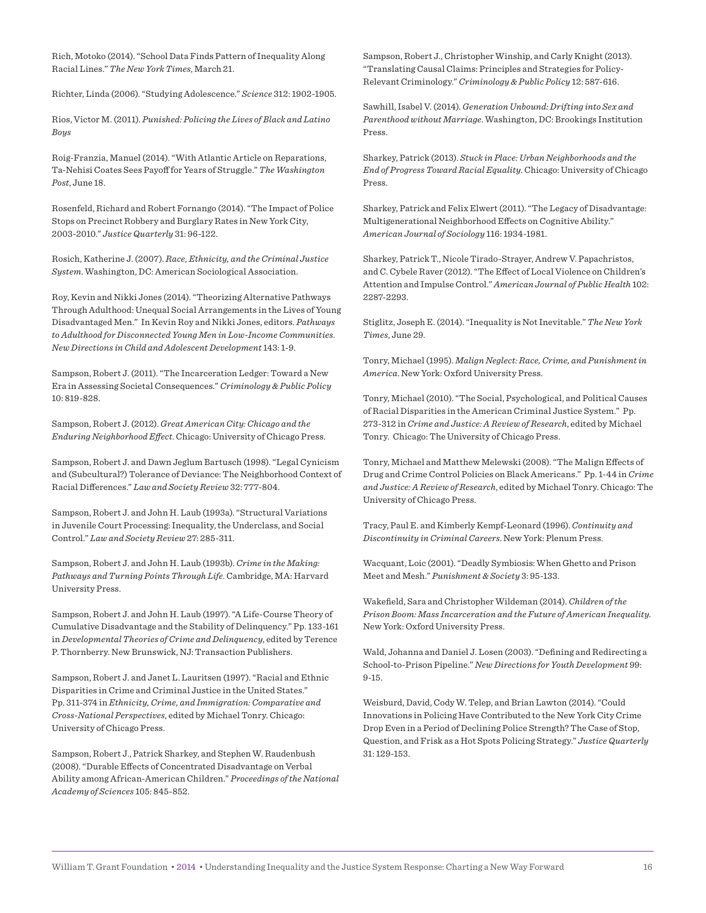Rich, Motoko (2014). "School Data Finds Pattern of Inequality Along Racial Lines." *The New York Times*, March 21.

Richter, Linda (2006). "Studying Adolescence." *Science* 312: 1902-1905.

Rios, Victor M. (2011). *Punished: Policing the Lives of Black and Latino Boys*

Roig-Franzia, Manuel (2014). "With Atlantic Article on Reparations, Ta-Nehisi Coates Sees Payoff for Years of Struggle." *The Washington Post*, June 18.

Rosenfeld, Richard and Robert Fornango (2014). "The Impact of Police Stops on Precinct Robbery and Burglary Rates in New York City, 2003-2010." *Justice Quarterly* 31: 96-122.

Rosich, Katherine J. (2007). *Race, Ethnicity, and the Criminal Justice System*. Washington, DC: American Sociological Association.

Roy, Kevin and Nikki Jones (2014). "Theorizing Alternative Pathways Through Adulthood: Unequal Social Arrangements in the Lives of Young Disadvantaged Men." In Kevin Roy and Nikki Jones, editors. *Pathways to Adulthood for Disconnected Young Men in Low-Income Communities. New Directions in Child and Adolescent Development* 143: 1-9.

Sampson, Robert J. (2011). "The Incarceration Ledger: Toward a New Era in Assessing Societal Consequences." *Criminology & Public Policy* 10: 819-828.

Sampson, Robert J. (2012). *Great American City: Chicago and the Enduring Neighborhood Effect*. Chicago: University of Chicago Press.

Sampson, Robert J. and Dawn Jeglum Bartusch (1998). "Legal Cynicism and (Subcultural?) Tolerance of Deviance: The Neighborhood Context of Racial Differences." *Law and Society Review* 32: 777-804.

Sampson, Robert J. and John H. Laub (1993a). "Structural Variations in Juvenile Court Processing: Inequality, the Underclass, and Social Control." *Law and Society Review* 27: 285-311.

Sampson, Robert J. and John H. Laub (1993b). *Crime in the Making: Pathways and Turning Points Through Life*. Cambridge, MA: Harvard University Press.

Sampson, Robert J. and John H. Laub (1997). "A Life-Course Theory of Cumulative Disadvantage and the Stability of Delinquency." Pp. 133-161 in *Developmental Theories of Crime and Delinquency*, edited by Terence P. Thornberry. New Brunswick, NJ: Transaction Publishers.

Sampson, Robert J. and Janet L. Lauritsen (1997). "Racial and Ethnic Disparities in Crime and Criminal Justice in the United States." Pp. 311-374 in *Ethnicity, Crime, and Immigration: Comparative and Cross-National Perspectives*, edited by Michael Tonry. Chicago: University of Chicago Press.

Sampson, Robert J., Patrick Sharkey, and Stephen W. Raudenbush (2008). "Durable Effects of Concentrated Disadvantage on Verbal Ability among African-American Children." *Proceedings of the National Academy of Sciences* 105: 845-852.

Sampson, Robert J., Christopher Winship, and Carly Knight (2013). "Translating Causal Claims: Principles and Strategies for Policy-Relevant Criminology." *Criminology & Public Policy* 12: 587-616.

Sawhill, Isabel V. (2014). *Generation Unbound: Drifting into Sex and Parenthood without Marriage*. Washington, DC: Brookings Institution Press.

Sharkey, Patrick (2013). *Stuck in Place: Urban Neighborhoods and the End of Progress Toward Racial Equality*. Chicago: University of Chicago Press.

Sharkey, Patrick and Felix Elwert (2011). "The Legacy of Disadvantage: Multigenerational Neighborhood Effects on Cognitive Ability." *American Journal of Sociology* 116: 1934-1981.

Sharkey, Patrick T., Nicole Tirado-Strayer, Andrew V. Papachristos, and C. Cybele Raver (2012). "The Effect of Local Violence on Children's Attention and Impulse Control." *American Journal of Public Health* 102: 2287-2293.

Stiglitz, Joseph E. (2014). "Inequality is Not Inevitable." *The New York Times*, June 29.

Tonry, Michael (1995). *Malign Neglect: Race, Crime, and Punishment in America*. New York: Oxford University Press.

Tonry, Michael (2010). "The Social, Psychological, and Political Causes of Racial Disparities in the American Criminal Justice System." Pp. 273-312 in *Crime and Justice: A Review of Research*, edited by Michael Tonry. Chicago: The University of Chicago Press.

Tonry, Michael and Matthew Melewski (2008). "The Malign Effects of Drug and Crime Control Policies on Black Americans." Pp. 1-44 in *Crime and Justice: A Review of Research*, edited by Michael Tonry. Chicago: The University of Chicago Press.

Tracy, Paul E. and Kimberly Kempf-Leonard (1996). *Continuity and Discontinuity in Criminal Careers*. New York: Plenum Press.

Wacquant, Loic (2001). "Deadly Symbiosis: When Ghetto and Prison Meet and Mesh." *Punishment & Society* 3: 95-133.

Wakefield, Sara and Christopher Wildeman (2014). *Children of the Prison Boom: Mass Incarceration and the Future of American Inequality*. New York: Oxford University Press.

Wald, Johanna and Daniel J. Losen (2003). "Defining and Redirecting a School-to-Prison Pipeline." *New Directions for Youth Development* 99: 9-15.

Weisburd, David, Cody W. Telep, and Brian Lawton (2014). "Could Innovations in Policing Have Contributed to the New York City Crime Drop Even in a Period of Declining Police Strength? The Case of Stop, Question, and Frisk as a Hot Spots Policing Strategy." *Justice Quarterly* 31: 129-153.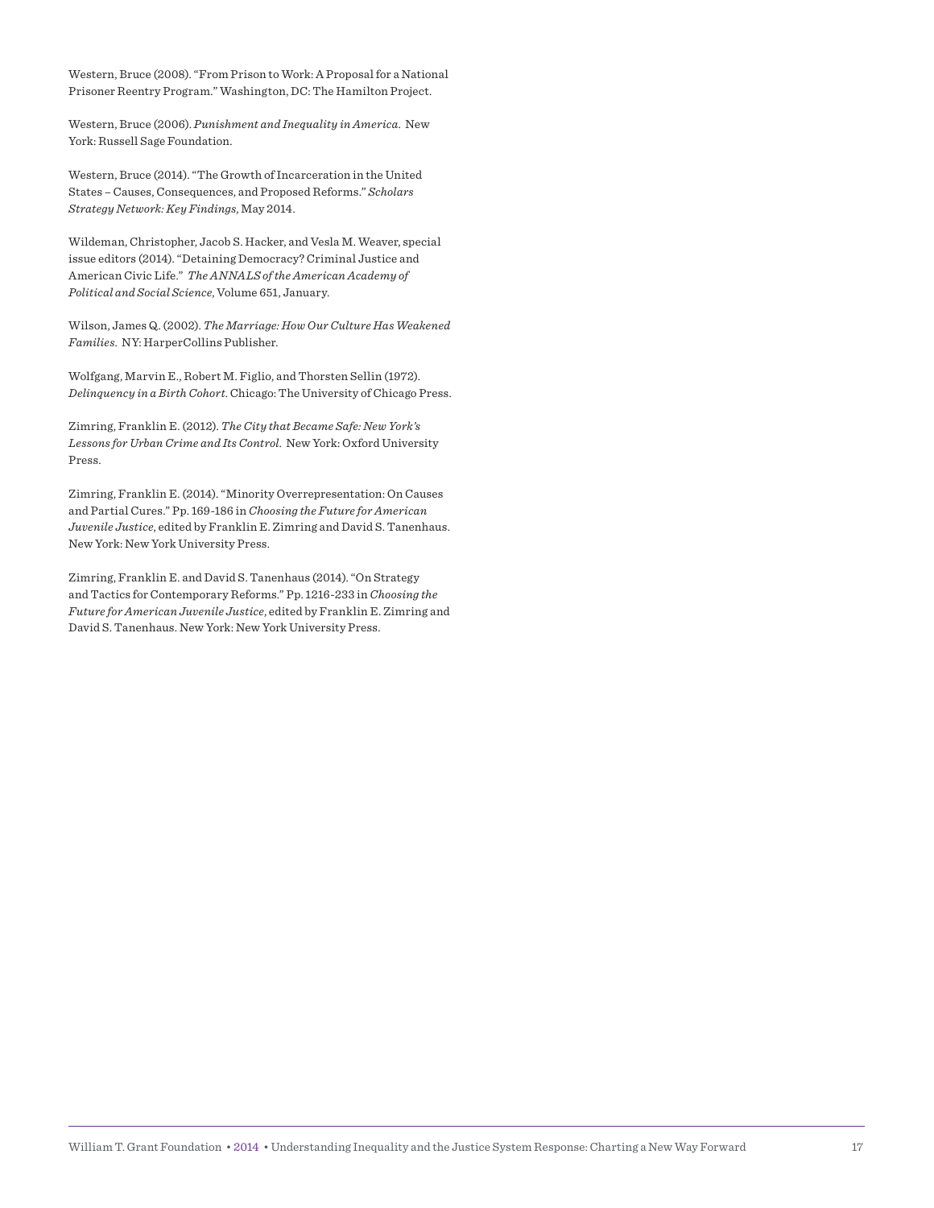Western, Bruce (2008). "From Prison to Work: A Proposal for a National Prisoner Reentry Program." Washington, DC: The Hamilton Project.

Western, Bruce (2006). *Punishment and Inequality in America.* New York: Russell Sage Foundation.

Western, Bruce (2014). "The Growth of Incarceration in the United States – Causes, Consequences, and Proposed Reforms." *Scholars Strategy Network: Key Findings*, May 2014.

Wildeman, Christopher, Jacob S. Hacker, and Vesla M. Weaver, special issue editors (2014). "Detaining Democracy? Criminal Justice and American Civic Life." *The ANNALS of the American Academy of Political and Social Science*, Volume 651, January.

Wilson, James Q. (2002). *The Marriage: How Our Culture Has Weakened Families.* NY: HarperCollins Publisher.

Wolfgang, Marvin E., Robert M. Figlio, and Thorsten Sellin (1972). *Delinquency in a Birth Cohort.* Chicago: The University of Chicago Press.

Zimring, Franklin E. (2012). *The City that Became Safe: New York's Lessons for Urban Crime and Its Control.* New York: Oxford University Press.

Zimring, Franklin E. (2014). "Minority Overrepresentation: On Causes and Partial Cures." Pp. 169-186 in *Choosing the Future for American Juvenile Justice*, edited by Franklin E. Zimring and David S. Tanenhaus. New York: New York University Press.

Zimring, Franklin E. and David S. Tanenhaus (2014). "On Strategy and Tactics for Contemporary Reforms." Pp. 1216-233 in *Choosing the Future for American Juvenile Justice*, edited by Franklin E. Zimring and David S. Tanenhaus. New York: New York University Press.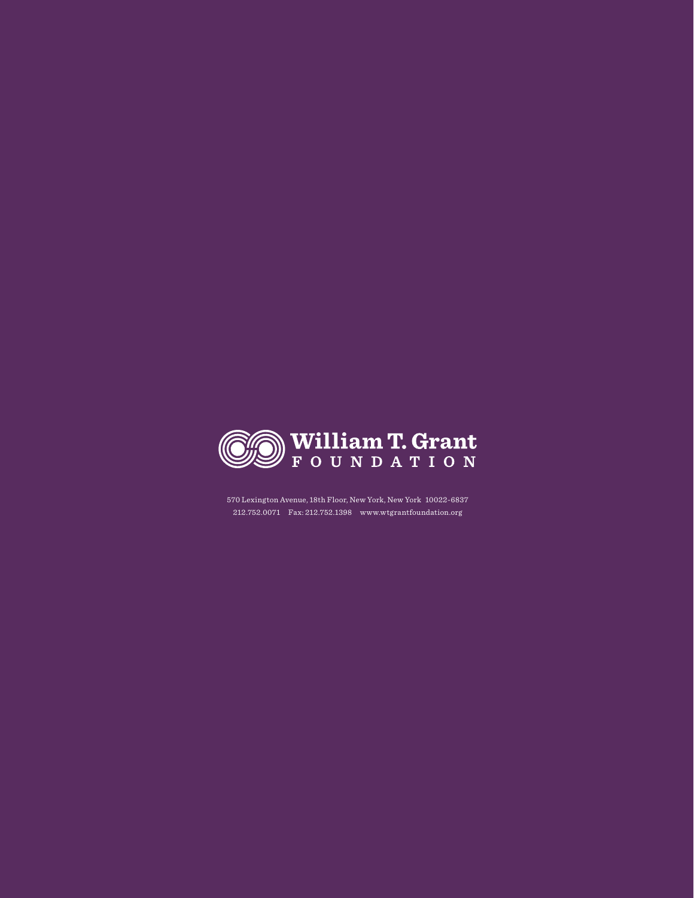**William T. Grant**
**FOUNDATION**

570 Lexington Avenue, 18th Floor, New York, New York 10022-6837
212.752.0071 Fax: 212.752.1398 www.wtgrantfoundation.org